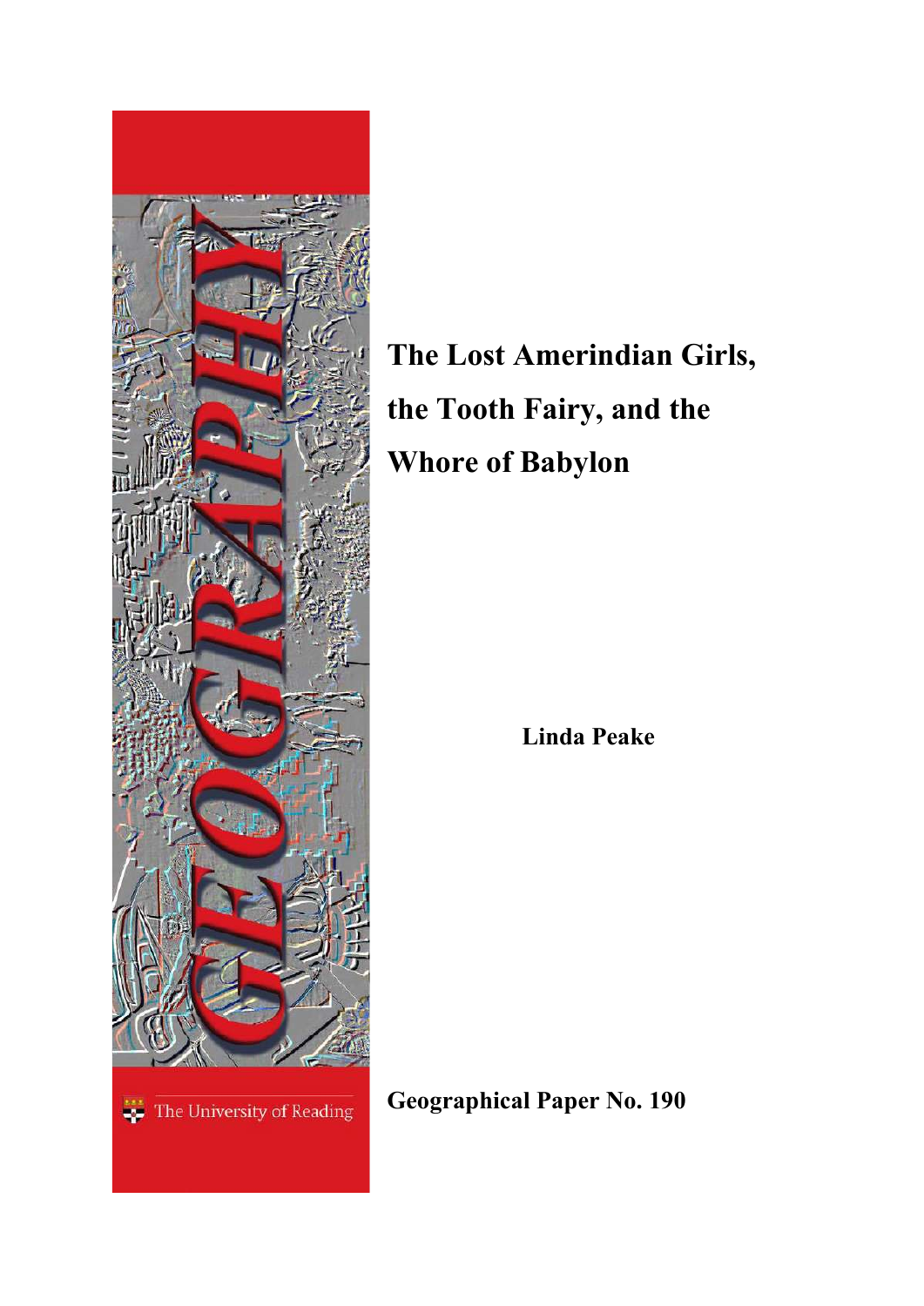GEOGRAPHY

The University of Reading

# The Lost Amerindian Girls, the Tooth Fairy, and the Whore of Babylon

**Linda Peake**

**Geographical Paper No. 190**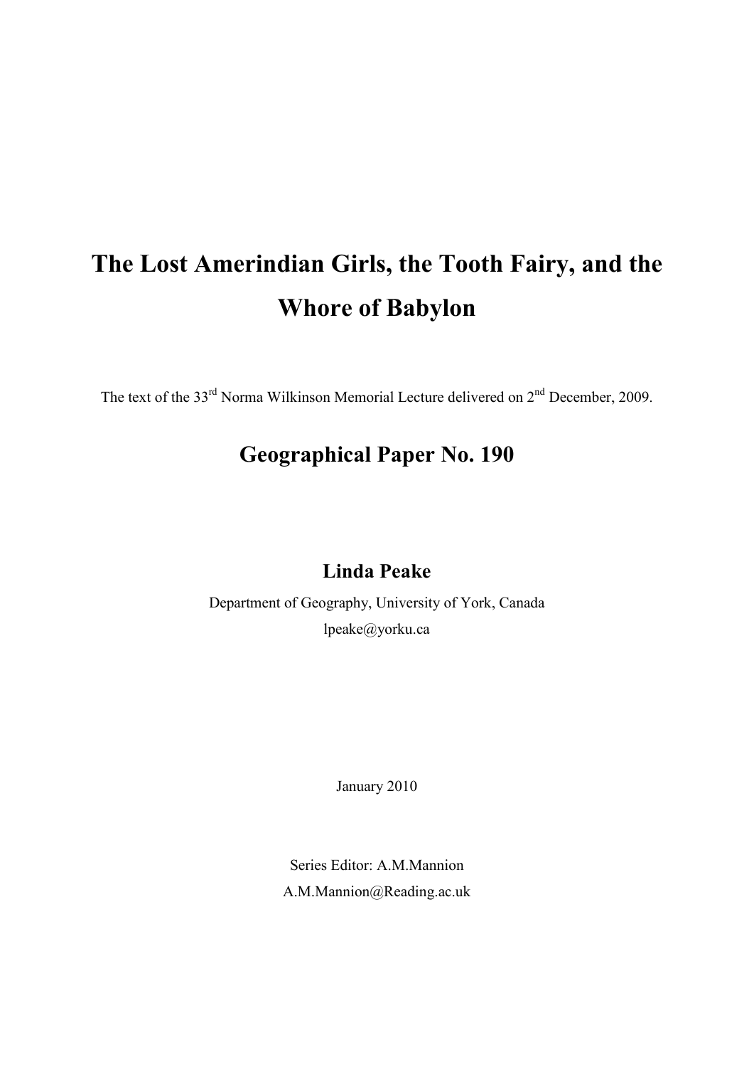# The Lost Amerindian Girls, the Tooth Fairy, and the Whore of Babylon

The text of the 33rd Norma Wilkinson Memorial Lecture delivered on 2nd December, 2009.

## Geographical Paper No. 190

**Linda Peake**

Department of Geography, University of York, Canada

lpeake@yorku.ca

January 2010

Series Editor: A.M.Mannion

A.M.Mannion@Reading.ac.uk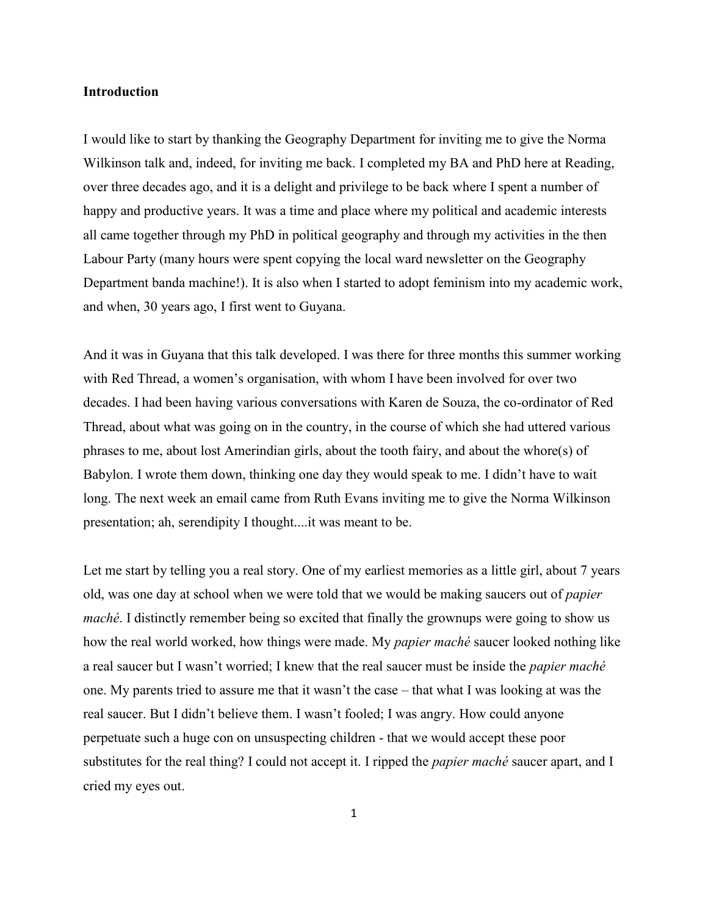**Introduction**

I would like to start by thanking the Geography Department for inviting me to give the Norma Wilkinson talk and, indeed, for inviting me back. I completed my BA and PhD here at Reading, over three decades ago, and it is a delight and privilege to be back where I spent a number of happy and productive years. It was a time and place where my political and academic interests all came together through my PhD in political geography and through my activities in the then Labour Party (many hours were spent copying the local ward newsletter on the Geography Department banda machine!). It is also when I started to adopt feminism into my academic work, and when, 30 years ago, I first went to Guyana.

And it was in Guyana that this talk developed. I was there for three months this summer working with Red Thread, a women's organisation, with whom I have been involved for over two decades. I had been having various conversations with Karen de Souza, the co-ordinator of Red Thread, about what was going on in the country, in the course of which she had uttered various phrases to me, about lost Amerindian girls, about the tooth fairy, and about the whore(s) of Babylon. I wrote them down, thinking one day they would speak to me. I didn't have to wait long. The next week an email came from Ruth Evans inviting me to give the Norma Wilkinson presentation; ah, serendipity I thought....it was meant to be.

Let me start by telling you a real story. One of my earliest memories as a little girl, about 7 years old, was one day at school when we were told that we would be making saucers out of *papier maché*. I distinctly remember being so excited that finally the grownups were going to show us how the real world worked, how things were made. My *papier maché* saucer looked nothing like a real saucer but I wasn't worried; I knew that the real saucer must be inside the *papier maché* one. My parents tried to assure me that it wasn't the case – that what I was looking at was the real saucer. But I didn't believe them. I wasn't fooled; I was angry. How could anyone perpetuate such a huge con on unsuspecting children - that we would accept these poor substitutes for the real thing? I could not accept it. I ripped the *papier maché* saucer apart, and I cried my eyes out.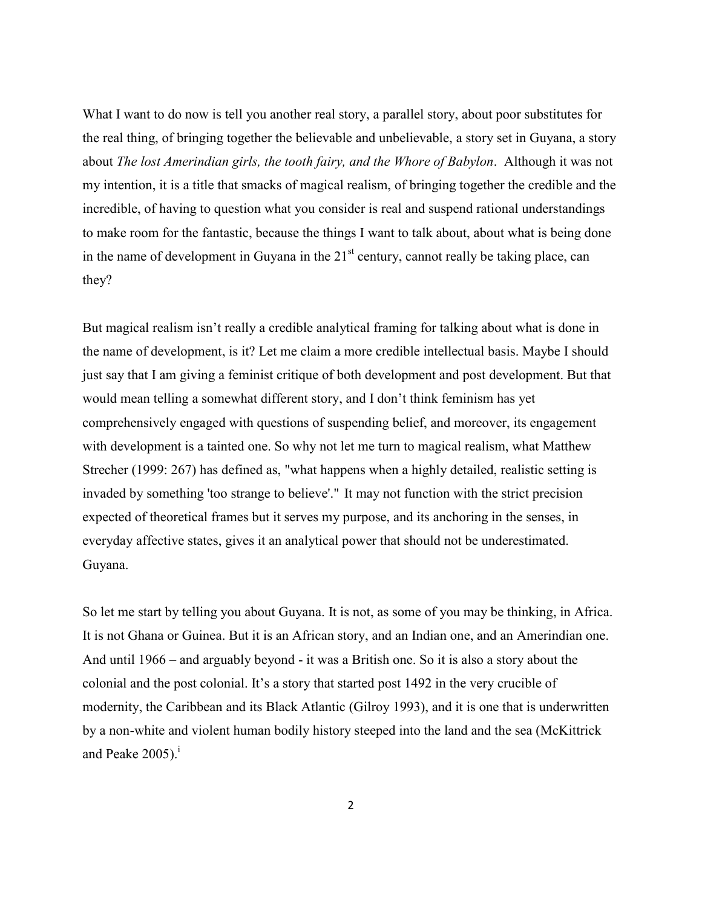What I want to do now is tell you another real story, a parallel story, about poor substitutes for the real thing, of bringing together the believable and unbelievable, a story set in Guyana, a story about *The lost Amerindian girls, the tooth fairy, and the Whore of Babylon*. Although it was not my intention, it is a title that smacks of magical realism, of bringing together the credible and the incredible, of having to question what you consider is real and suspend rational understandings to make room for the fantastic, because the things I want to talk about, about what is being done in the name of development in Guyana in the 21st century, cannot really be taking place, can they?

But magical realism isn't really a credible analytical framing for talking about what is done in the name of development, is it? Let me claim a more credible intellectual basis. Maybe I should just say that I am giving a feminist critique of both development and post development. But that would mean telling a somewhat different story, and I don't think feminism has yet comprehensively engaged with questions of suspending belief, and moreover, its engagement with development is a tainted one. So why not let me turn to magical realism, what Matthew Strecher (1999: 267) has defined as, "what happens when a highly detailed, realistic setting is invaded by something 'too strange to believe'." It may not function with the strict precision expected of theoretical frames but it serves my purpose, and its anchoring in the senses, in everyday affective states, gives it an analytical power that should not be underestimated. Guyana.

So let me start by telling you about Guyana. It is not, as some of you may be thinking, in Africa. It is not Ghana or Guinea. But it is an African story, and an Indian one, and an Amerindian one. And until 1966 – and arguably beyond - it was a British one. So it is also a story about the colonial and the post colonial. It's a story that started post 1492 in the very crucible of modernity, the Caribbean and its Black Atlantic (Gilroy 1993), and it is one that is underwritten by a non-white and violent human bodily history steeped into the land and the sea (McKittrick and Peake 2005).[i]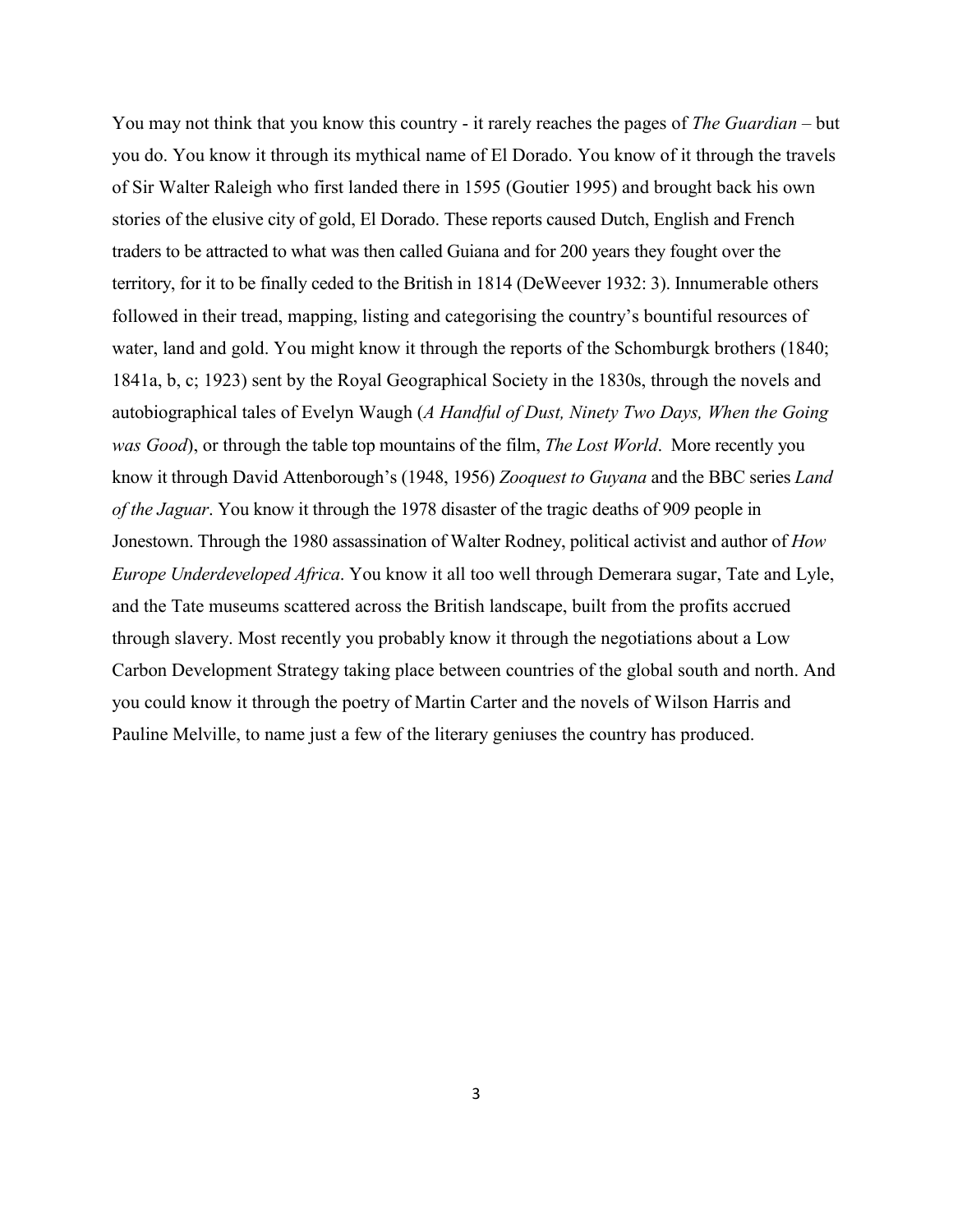You may not think that you know this country - it rarely reaches the pages of *The Guardian* – but you do. You know it through its mythical name of El Dorado. You know of it through the travels of Sir Walter Raleigh who first landed there in 1595 (Goutier 1995) and brought back his own stories of the elusive city of gold, El Dorado. These reports caused Dutch, English and French traders to be attracted to what was then called Guiana and for 200 years they fought over the territory, for it to be finally ceded to the British in 1814 (DeWeever 1932: 3). Innumerable others followed in their tread, mapping, listing and categorising the country's bountiful resources of water, land and gold. You might know it through the reports of the Schomburgk brothers (1840; 1841a, b, c; 1923) sent by the Royal Geographical Society in the 1830s, through the novels and autobiographical tales of Evelyn Waugh (*A Handful of Dust, Ninety Two Days, When the Going was Good*), or through the table top mountains of the film, *The Lost World*. More recently you know it through David Attenborough's (1948, 1956) *Zooquest to Guyana* and the BBC series *Land of the Jaguar*. You know it through the 1978 disaster of the tragic deaths of 909 people in Jonestown. Through the 1980 assassination of Walter Rodney, political activist and author of *How Europe Underdeveloped Africa*. You know it all too well through Demerara sugar, Tate and Lyle, and the Tate museums scattered across the British landscape, built from the profits accrued through slavery. Most recently you probably know it through the negotiations about a Low Carbon Development Strategy taking place between countries of the global south and north. And you could know it through the poetry of Martin Carter and the novels of Wilson Harris and Pauline Melville, to name just a few of the literary geniuses the country has produced.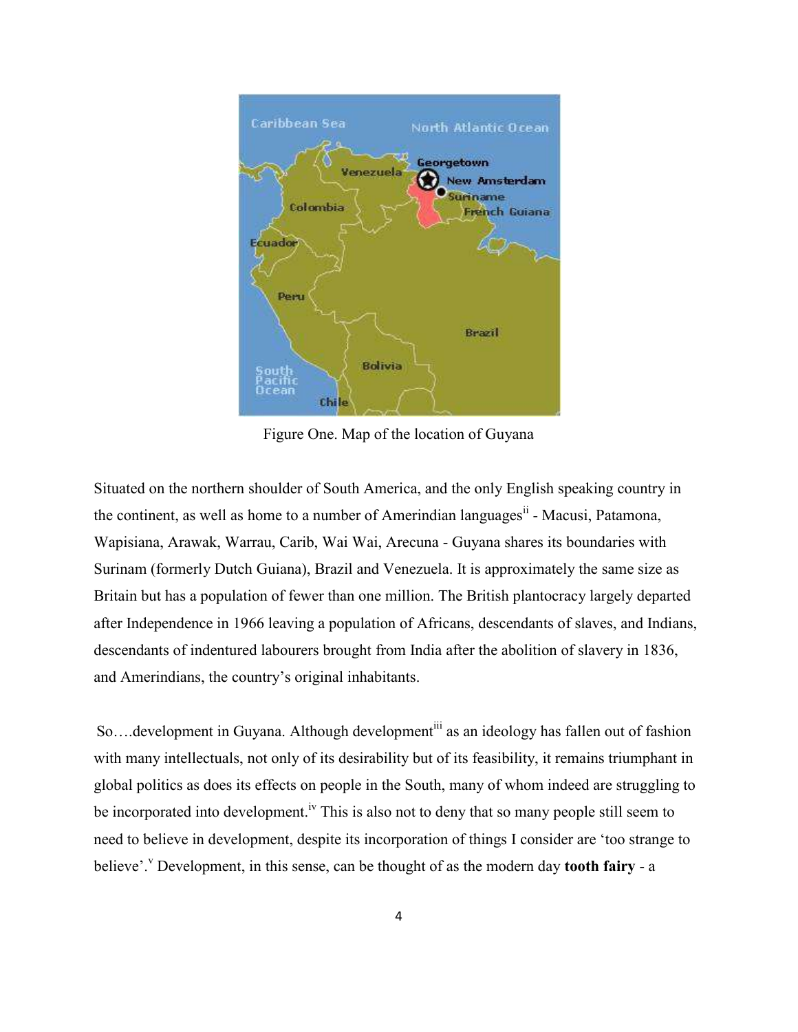Figure One. Map of the location of Guyana

Situated on the northern shoulder of South America, and the only English speaking country in the continent, as well as home to a number of Amerindian languages[ii] - Macusi, Patamona, Wapisiana, Arawak, Warrau, Carib, Wai Wai, Arecuna - Guyana shares its boundaries with Surinam (formerly Dutch Guiana), Brazil and Venezuela. It is approximately the same size as Britain but has a population of fewer than one million. The British plantocracy largely departed after Independence in 1966 leaving a population of Africans, descendants of slaves, and Indians, descendants of indentured labourers brought from India after the abolition of slavery in 1836, and Amerindians, the country's original inhabitants.

So….development in Guyana. Although development[iii] as an ideology has fallen out of fashion with many intellectuals, not only of its desirability but of its feasibility, it remains triumphant in global politics as does its effects on people in the South, many of whom indeed are struggling to be incorporated into development.[iv] This is also not to deny that so many people still seem to need to believe in development, despite its incorporation of things I consider are 'too strange to believe'.[v] Development, in this sense, can be thought of as the modern day **tooth fairy** - a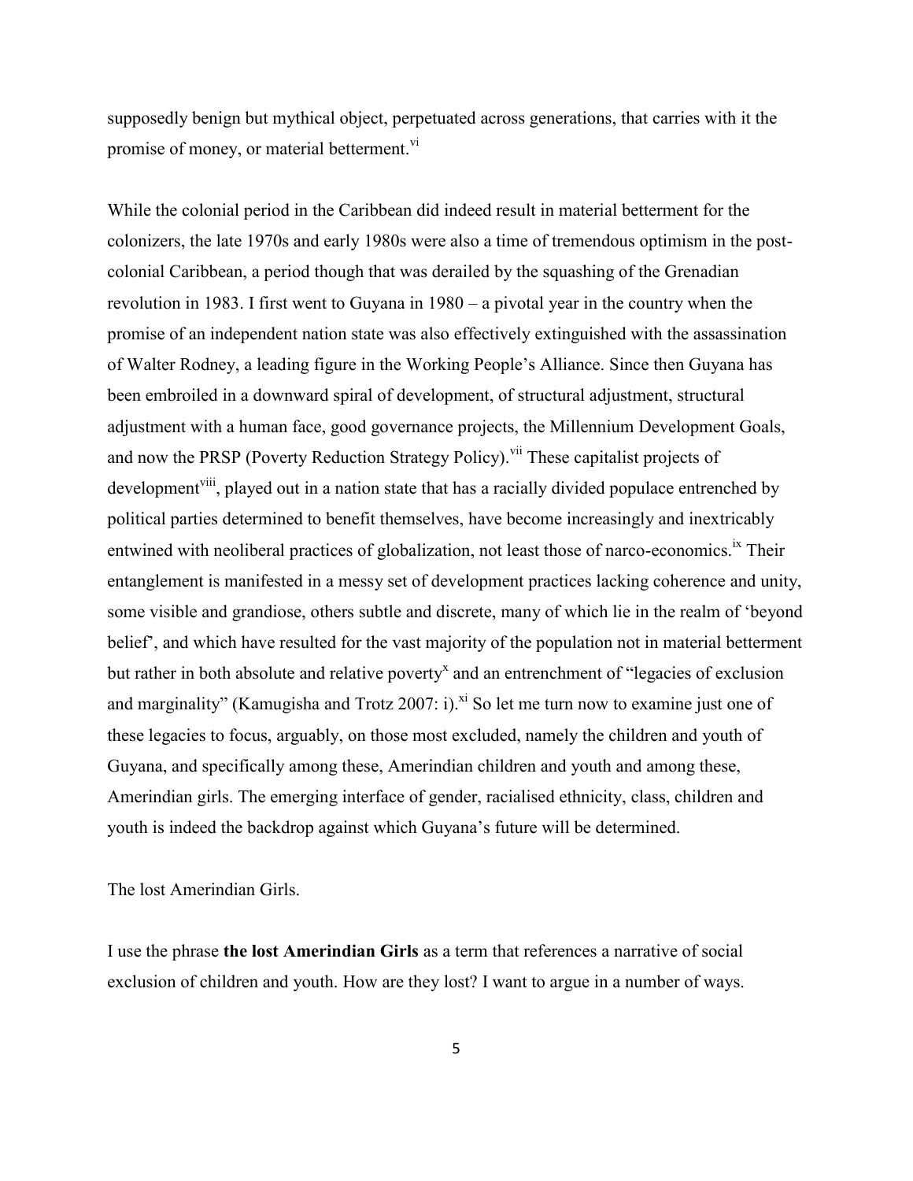supposedly benign but mythical object, perpetuated across generations, that carries with it the promise of money, or material betterment.[vi]

While the colonial period in the Caribbean did indeed result in material betterment for the colonizers, the late 1970s and early 1980s were also a time of tremendous optimism in the post-colonial Caribbean, a period though that was derailed by the squashing of the Grenadian revolution in 1983. I first went to Guyana in 1980 – a pivotal year in the country when the promise of an independent nation state was also effectively extinguished with the assassination of Walter Rodney, a leading figure in the Working People's Alliance. Since then Guyana has been embroiled in a downward spiral of development, of structural adjustment, structural adjustment with a human face, good governance projects, the Millennium Development Goals, and now the PRSP (Poverty Reduction Strategy Policy).[vii] These capitalist projects of development[viii], played out in a nation state that has a racially divided populace entrenched by political parties determined to benefit themselves, have become increasingly and inextricably entwined with neoliberal practices of globalization, not least those of narco-economics.[ix] Their entanglement is manifested in a messy set of development practices lacking coherence and unity, some visible and grandiose, others subtle and discrete, many of which lie in the realm of 'beyond belief', and which have resulted for the vast majority of the population not in material betterment but rather in both absolute and relative poverty[x] and an entrenchment of "legacies of exclusion and marginality" (Kamugisha and Trotz 2007: i).[xi] So let me turn now to examine just one of these legacies to focus, arguably, on those most excluded, namely the children and youth of Guyana, and specifically among these, Amerindian children and youth and among these, Amerindian girls. The emerging interface of gender, racialised ethnicity, class, children and youth is indeed the backdrop against which Guyana's future will be determined.

The lost Amerindian Girls.

I use the phrase **the lost Amerindian Girls** as a term that references a narrative of social exclusion of children and youth. How are they lost? I want to argue in a number of ways.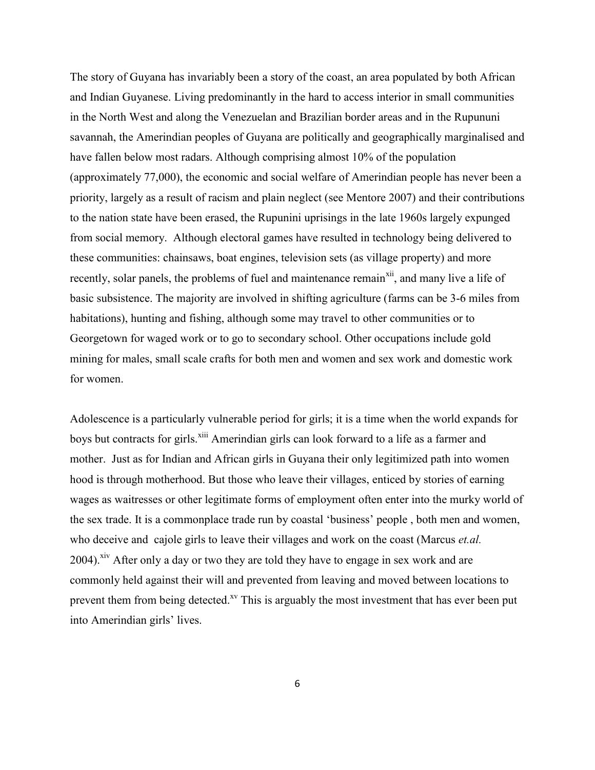The story of Guyana has invariably been a story of the coast, an area populated by both African and Indian Guyanese. Living predominantly in the hard to access interior in small communities in the North West and along the Venezuelan and Brazilian border areas and in the Rupununi savannah, the Amerindian peoples of Guyana are politically and geographically marginalised and have fallen below most radars. Although comprising almost 10% of the population (approximately 77,000), the economic and social welfare of Amerindian people has never been a priority, largely as a result of racism and plain neglect (see Mentore 2007) and their contributions to the nation state have been erased, the Rupunini uprisings in the late 1960s largely expunged from social memory. Although electoral games have resulted in technology being delivered to these communities: chainsaws, boat engines, television sets (as village property) and more recently, solar panels, the problems of fuel and maintenance remain[xii], and many live a life of basic subsistence. The majority are involved in shifting agriculture (farms can be 3-6 miles from habitations), hunting and fishing, although some may travel to other communities or to Georgetown for waged work or to go to secondary school. Other occupations include gold mining for males, small scale crafts for both men and women and sex work and domestic work for women.

Adolescence is a particularly vulnerable period for girls; it is a time when the world expands for boys but contracts for girls.[xiii] Amerindian girls can look forward to a life as a farmer and mother. Just as for Indian and African girls in Guyana their only legitimized path into women hood is through motherhood. But those who leave their villages, enticed by stories of earning wages as waitresses or other legitimate forms of employment often enter into the murky world of the sex trade. It is a commonplace trade run by coastal 'business' people , both men and women, who deceive and cajole girls to leave their villages and work on the coast (Marcus *et.al.* 2004).[xiv] After only a day or two they are told they have to engage in sex work and are commonly held against their will and prevented from leaving and moved between locations to prevent them from being detected.[xv] This is arguably the most investment that has ever been put into Amerindian girls' lives.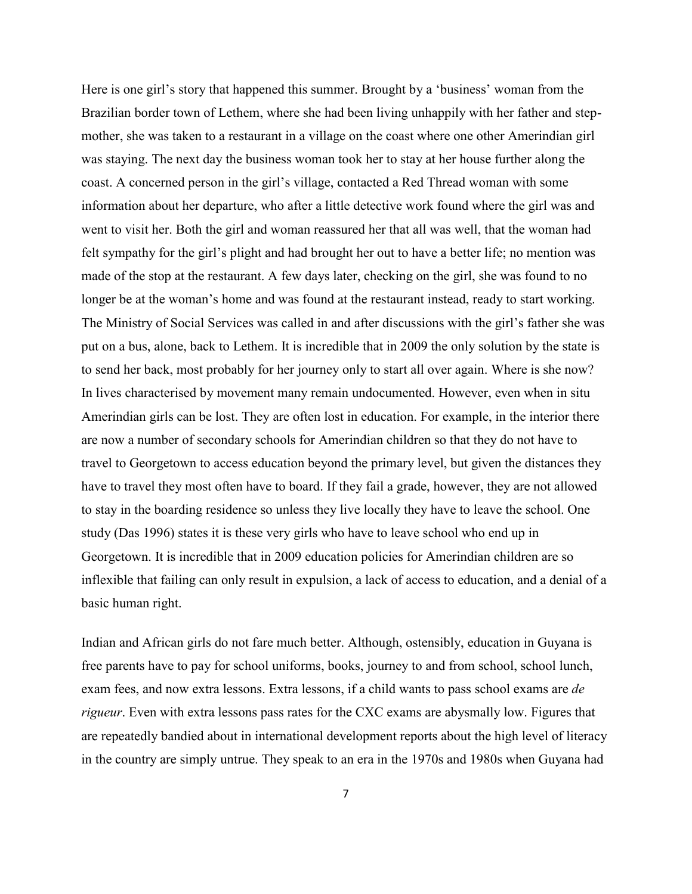Here is one girl's story that happened this summer. Brought by a 'business' woman from the Brazilian border town of Lethem, where she had been living unhappily with her father and step-mother, she was taken to a restaurant in a village on the coast where one other Amerindian girl was staying. The next day the business woman took her to stay at her house further along the coast. A concerned person in the girl's village, contacted a Red Thread woman with some information about her departure, who after a little detective work found where the girl was and went to visit her. Both the girl and woman reassured her that all was well, that the woman had felt sympathy for the girl's plight and had brought her out to have a better life; no mention was made of the stop at the restaurant. A few days later, checking on the girl, she was found to no longer be at the woman's home and was found at the restaurant instead, ready to start working. The Ministry of Social Services was called in and after discussions with the girl's father she was put on a bus, alone, back to Lethem. It is incredible that in 2009 the only solution by the state is to send her back, most probably for her journey only to start all over again. Where is she now? In lives characterised by movement many remain undocumented. However, even when in situ Amerindian girls can be lost. They are often lost in education. For example, in the interior there are now a number of secondary schools for Amerindian children so that they do not have to travel to Georgetown to access education beyond the primary level, but given the distances they have to travel they most often have to board. If they fail a grade, however, they are not allowed to stay in the boarding residence so unless they live locally they have to leave the school. One study (Das 1996) states it is these very girls who have to leave school who end up in Georgetown. It is incredible that in 2009 education policies for Amerindian children are so inflexible that failing can only result in expulsion, a lack of access to education, and a denial of a basic human right.

Indian and African girls do not fare much better. Although, ostensibly, education in Guyana is free parents have to pay for school uniforms, books, journey to and from school, school lunch, exam fees, and now extra lessons. Extra lessons, if a child wants to pass school exams are *de rigueur*. Even with extra lessons pass rates for the CXC exams are abysmally low. Figures that are repeatedly bandied about in international development reports about the high level of literacy in the country are simply untrue. They speak to an era in the 1970s and 1980s when Guyana had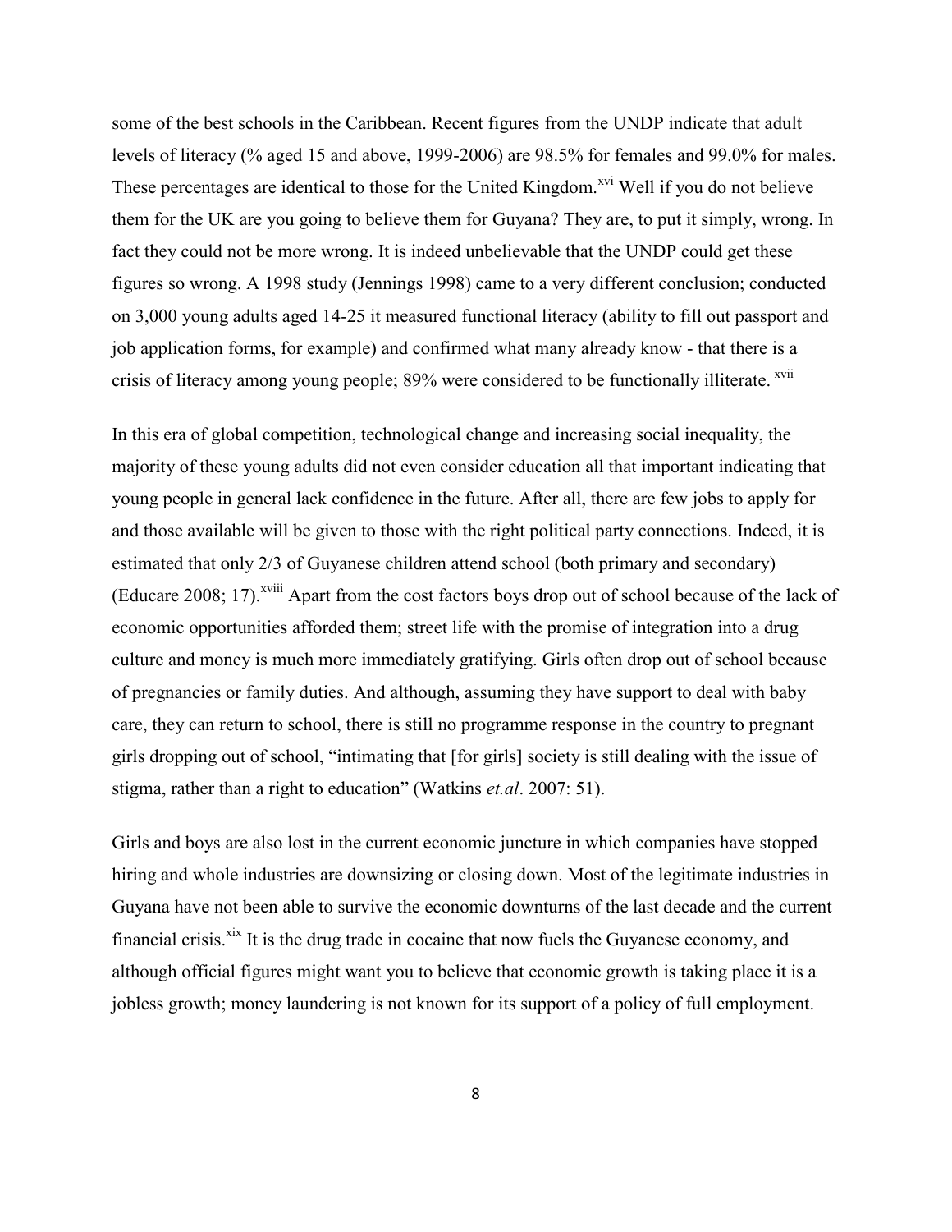some of the best schools in the Caribbean. Recent figures from the UNDP indicate that adult levels of literacy (% aged 15 and above, 1999-2006) are 98.5% for females and 99.0% for males. These percentages are identical to those for the United Kingdom.[xvi] Well if you do not believe them for the UK are you going to believe them for Guyana? They are, to put it simply, wrong. In fact they could not be more wrong. It is indeed unbelievable that the UNDP could get these figures so wrong. A 1998 study (Jennings 1998) came to a very different conclusion; conducted on 3,000 young adults aged 14-25 it measured functional literacy (ability to fill out passport and job application forms, for example) and confirmed what many already know - that there is a crisis of literacy among young people; 89% were considered to be functionally illiterate.[xvii]

In this era of global competition, technological change and increasing social inequality, the majority of these young adults did not even consider education all that important indicating that young people in general lack confidence in the future. After all, there are few jobs to apply for and those available will be given to those with the right political party connections. Indeed, it is estimated that only 2/3 of Guyanese children attend school (both primary and secondary) (Educare 2008; 17).[xviii] Apart from the cost factors boys drop out of school because of the lack of economic opportunities afforded them; street life with the promise of integration into a drug culture and money is much more immediately gratifying. Girls often drop out of school because of pregnancies or family duties. And although, assuming they have support to deal with baby care, they can return to school, there is still no programme response in the country to pregnant girls dropping out of school, "intimating that [for girls] society is still dealing with the issue of stigma, rather than a right to education" (Watkins *et.al*. 2007: 51).

Girls and boys are also lost in the current economic juncture in which companies have stopped hiring and whole industries are downsizing or closing down. Most of the legitimate industries in Guyana have not been able to survive the economic downturns of the last decade and the current financial crisis.[xix] It is the drug trade in cocaine that now fuels the Guyanese economy, and although official figures might want you to believe that economic growth is taking place it is a jobless growth; money laundering is not known for its support of a policy of full employment.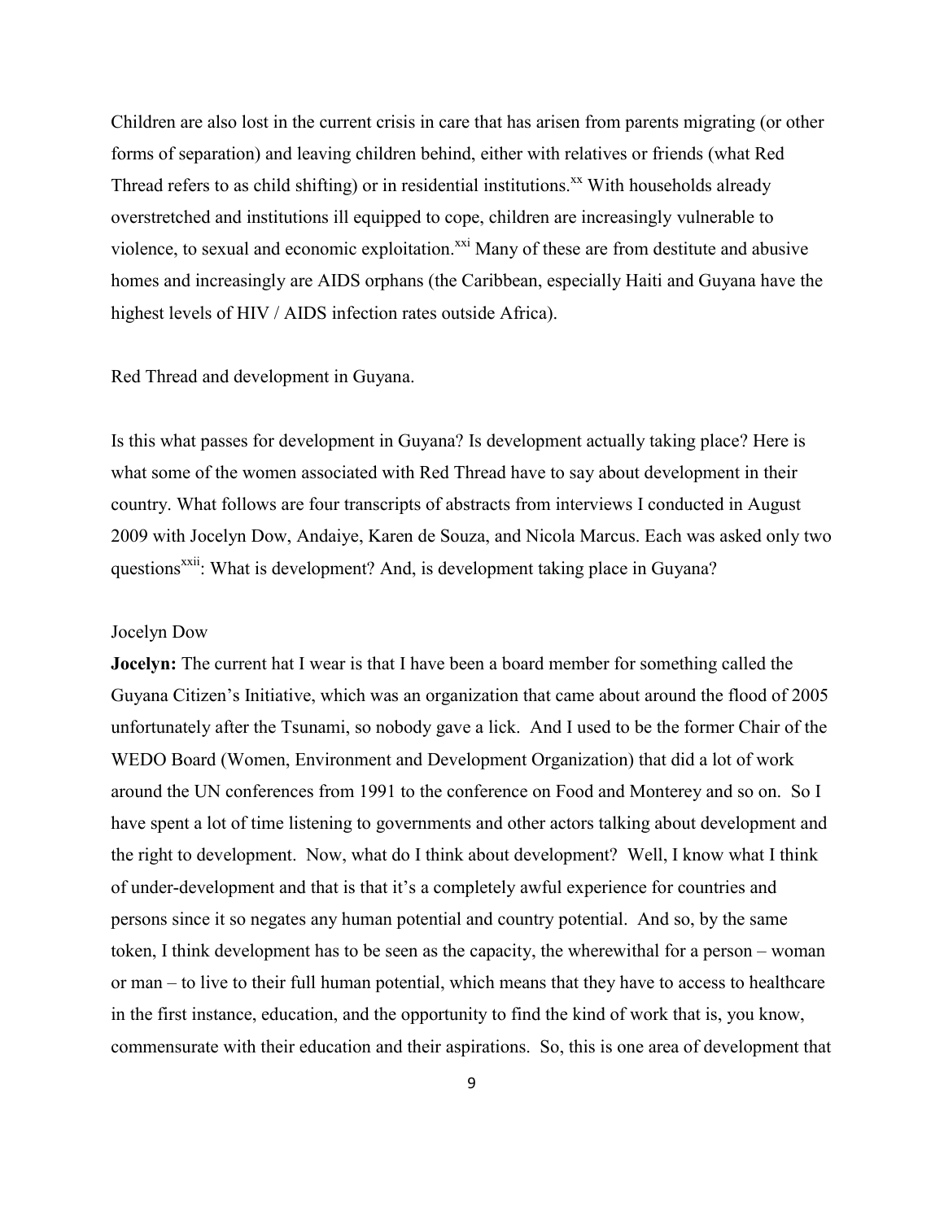Children are also lost in the current crisis in care that has arisen from parents migrating (or other forms of separation) and leaving children behind, either with relatives or friends (what Red Thread refers to as child shifting) or in residential institutions.[xx] With households already overstretched and institutions ill equipped to cope, children are increasingly vulnerable to violence, to sexual and economic exploitation.[xxi] Many of these are from destitute and abusive homes and increasingly are AIDS orphans (the Caribbean, especially Haiti and Guyana have the highest levels of HIV / AIDS infection rates outside Africa).

Red Thread and development in Guyana.

Is this what passes for development in Guyana? Is development actually taking place? Here is what some of the women associated with Red Thread have to say about development in their country. What follows are four transcripts of abstracts from interviews I conducted in August 2009 with Jocelyn Dow, Andaiye, Karen de Souza, and Nicola Marcus. Each was asked only two questions[xxii]: What is development? And, is development taking place in Guyana?

Jocelyn Dow

**Jocelyn:** The current hat I wear is that I have been a board member for something called the Guyana Citizen's Initiative, which was an organization that came about around the flood of 2005 unfortunately after the Tsunami, so nobody gave a lick. And I used to be the former Chair of the WEDO Board (Women, Environment and Development Organization) that did a lot of work around the UN conferences from 1991 to the conference on Food and Monterey and so on. So I have spent a lot of time listening to governments and other actors talking about development and the right to development. Now, what do I think about development? Well, I know what I think of under-development and that is that it's a completely awful experience for countries and persons since it so negates any human potential and country potential. And so, by the same token, I think development has to be seen as the capacity, the wherewithal for a person – woman or man – to live to their full human potential, which means that they have to access to healthcare in the first instance, education, and the opportunity to find the kind of work that is, you know, commensurate with their education and their aspirations. So, this is one area of development that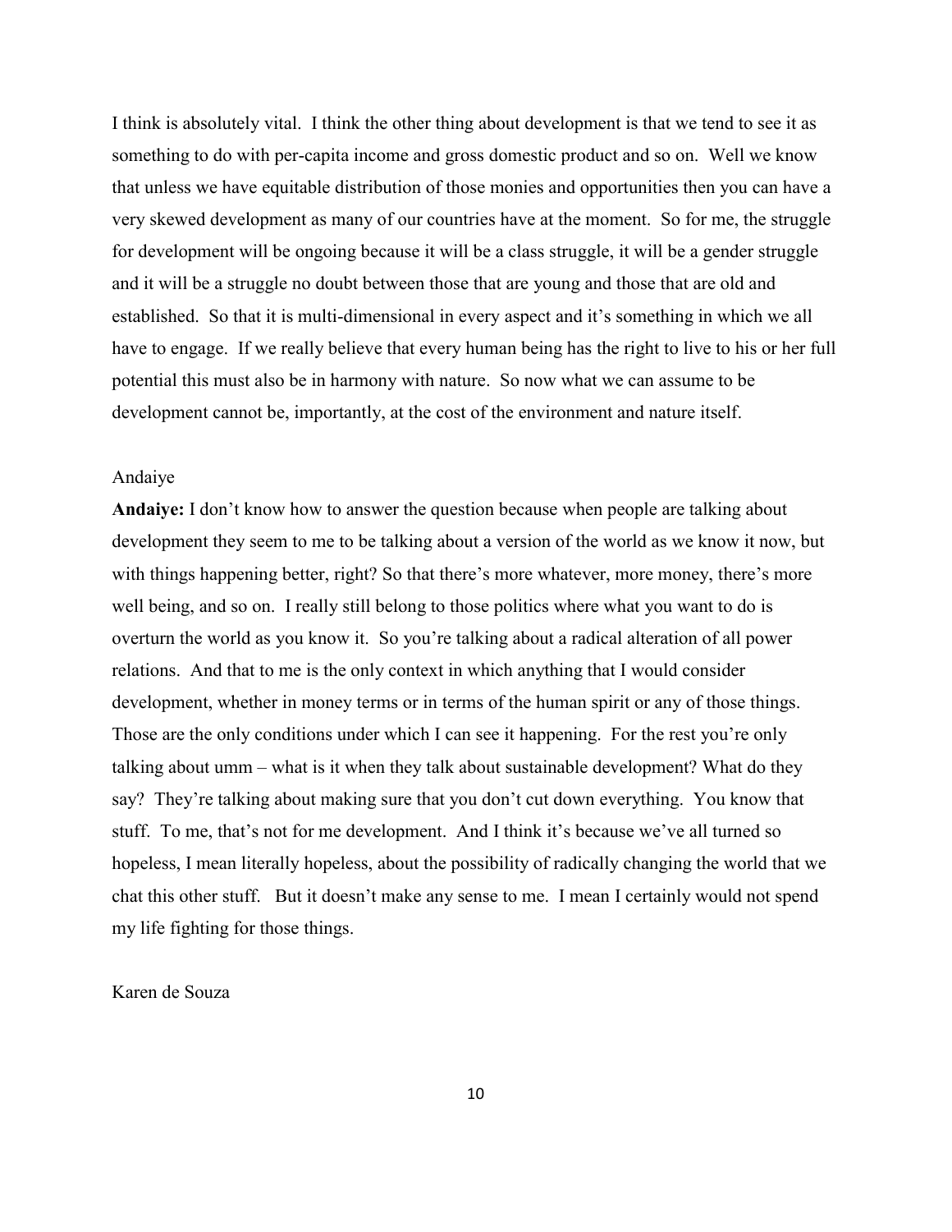I think is absolutely vital. I think the other thing about development is that we tend to see it as something to do with per-capita income and gross domestic product and so on. Well we know that unless we have equitable distribution of those monies and opportunities then you can have a very skewed development as many of our countries have at the moment. So for me, the struggle for development will be ongoing because it will be a class struggle, it will be a gender struggle and it will be a struggle no doubt between those that are young and those that are old and established. So that it is multi-dimensional in every aspect and it's something in which we all have to engage. If we really believe that every human being has the right to live to his or her full potential this must also be in harmony with nature. So now what we can assume to be development cannot be, importantly, at the cost of the environment and nature itself.

Andaiye

**Andaiye:** I don't know how to answer the question because when people are talking about development they seem to me to be talking about a version of the world as we know it now, but with things happening better, right? So that there's more whatever, more money, there's more well being, and so on. I really still belong to those politics where what you want to do is overturn the world as you know it. So you're talking about a radical alteration of all power relations. And that to me is the only context in which anything that I would consider development, whether in money terms or in terms of the human spirit or any of those things. Those are the only conditions under which I can see it happening. For the rest you're only talking about umm – what is it when they talk about sustainable development? What do they say? They're talking about making sure that you don't cut down everything. You know that stuff. To me, that's not for me development. And I think it's because we've all turned so hopeless, I mean literally hopeless, about the possibility of radically changing the world that we chat this other stuff. But it doesn't make any sense to me. I mean I certainly would not spend my life fighting for those things.

Karen de Souza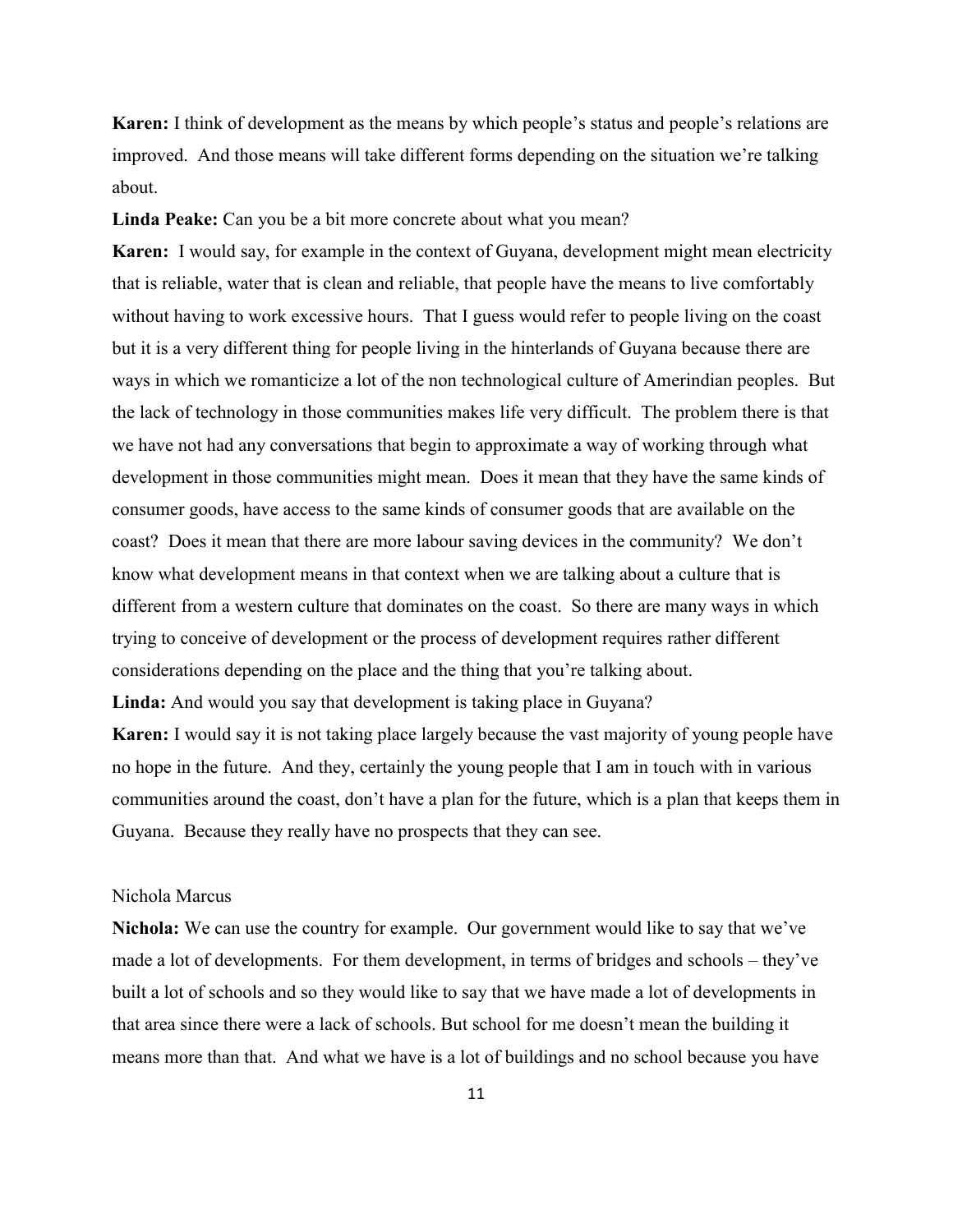**Karen:** I think of development as the means by which people's status and people's relations are improved. And those means will take different forms depending on the situation we're talking about.

**Linda Peake:** Can you be a bit more concrete about what you mean?

**Karen:** I would say, for example in the context of Guyana, development might mean electricity that is reliable, water that is clean and reliable, that people have the means to live comfortably without having to work excessive hours. That I guess would refer to people living on the coast but it is a very different thing for people living in the hinterlands of Guyana because there are ways in which we romanticize a lot of the non technological culture of Amerindian peoples. But the lack of technology in those communities makes life very difficult. The problem there is that we have not had any conversations that begin to approximate a way of working through what development in those communities might mean. Does it mean that they have the same kinds of consumer goods, have access to the same kinds of consumer goods that are available on the coast? Does it mean that there are more labour saving devices in the community? We don't know what development means in that context when we are talking about a culture that is different from a western culture that dominates on the coast. So there are many ways in which trying to conceive of development or the process of development requires rather different considerations depending on the place and the thing that you're talking about.

**Linda:** And would you say that development is taking place in Guyana?

**Karen:** I would say it is not taking place largely because the vast majority of young people have no hope in the future. And they, certainly the young people that I am in touch with in various communities around the coast, don't have a plan for the future, which is a plan that keeps them in Guyana. Because they really have no prospects that they can see.

Nichola Marcus

**Nichola:** We can use the country for example. Our government would like to say that we've made a lot of developments. For them development, in terms of bridges and schools – they've built a lot of schools and so they would like to say that we have made a lot of developments in that area since there were a lack of schools. But school for me doesn't mean the building it means more than that. And what we have is a lot of buildings and no school because you have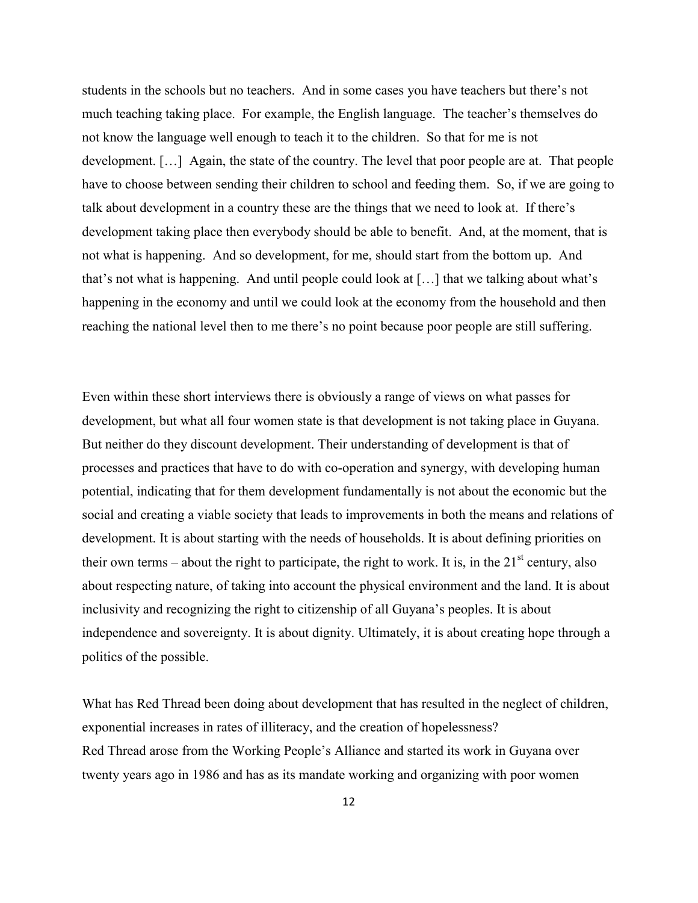students in the schools but no teachers. And in some cases you have teachers but there's not much teaching taking place. For example, the English language. The teacher's themselves do not know the language well enough to teach it to the children. So that for me is not development. […] Again, the state of the country. The level that poor people are at. That people have to choose between sending their children to school and feeding them. So, if we are going to talk about development in a country these are the things that we need to look at. If there's development taking place then everybody should be able to benefit. And, at the moment, that is not what is happening. And so development, for me, should start from the bottom up. And that's not what is happening. And until people could look at […] that we talking about what's happening in the economy and until we could look at the economy from the household and then reaching the national level then to me there's no point because poor people are still suffering.

Even within these short interviews there is obviously a range of views on what passes for development, but what all four women state is that development is not taking place in Guyana. But neither do they discount development. Their understanding of development is that of processes and practices that have to do with co-operation and synergy, with developing human potential, indicating that for them development fundamentally is not about the economic but the social and creating a viable society that leads to improvements in both the means and relations of development. It is about starting with the needs of households. It is about defining priorities on their own terms – about the right to participate, the right to work. It is, in the 21st century, also about respecting nature, of taking into account the physical environment and the land. It is about inclusivity and recognizing the right to citizenship of all Guyana's peoples. It is about independence and sovereignty. It is about dignity. Ultimately, it is about creating hope through a politics of the possible.

What has Red Thread been doing about development that has resulted in the neglect of children, exponential increases in rates of illiteracy, and the creation of hopelessness?
Red Thread arose from the Working People's Alliance and started its work in Guyana over twenty years ago in 1986 and has as its mandate working and organizing with poor women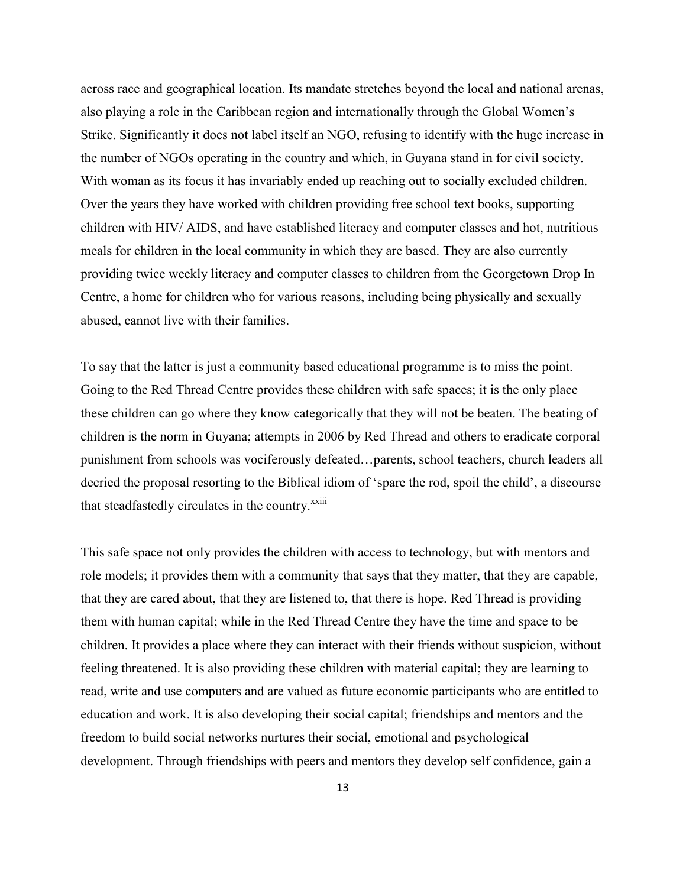across race and geographical location. Its mandate stretches beyond the local and national arenas, also playing a role in the Caribbean region and internationally through the Global Women's Strike. Significantly it does not label itself an NGO, refusing to identify with the huge increase in the number of NGOs operating in the country and which, in Guyana stand in for civil society. With woman as its focus it has invariably ended up reaching out to socially excluded children. Over the years they have worked with children providing free school text books, supporting children with HIV/ AIDS, and have established literacy and computer classes and hot, nutritious meals for children in the local community in which they are based. They are also currently providing twice weekly literacy and computer classes to children from the Georgetown Drop In Centre, a home for children who for various reasons, including being physically and sexually abused, cannot live with their families.

To say that the latter is just a community based educational programme is to miss the point. Going to the Red Thread Centre provides these children with safe spaces; it is the only place these children can go where they know categorically that they will not be beaten. The beating of children is the norm in Guyana; attempts in 2006 by Red Thread and others to eradicate corporal punishment from schools was vociferously defeated…parents, school teachers, church leaders all decried the proposal resorting to the Biblical idiom of 'spare the rod, spoil the child', a discourse that steadfastedly circulates in the country.[xxiii]

This safe space not only provides the children with access to technology, but with mentors and role models; it provides them with a community that says that they matter, that they are capable, that they are cared about, that they are listened to, that there is hope. Red Thread is providing them with human capital; while in the Red Thread Centre they have the time and space to be children. It provides a place where they can interact with their friends without suspicion, without feeling threatened. It is also providing these children with material capital; they are learning to read, write and use computers and are valued as future economic participants who are entitled to education and work. It is also developing their social capital; friendships and mentors and the freedom to build social networks nurtures their social, emotional and psychological development. Through friendships with peers and mentors they develop self confidence, gain a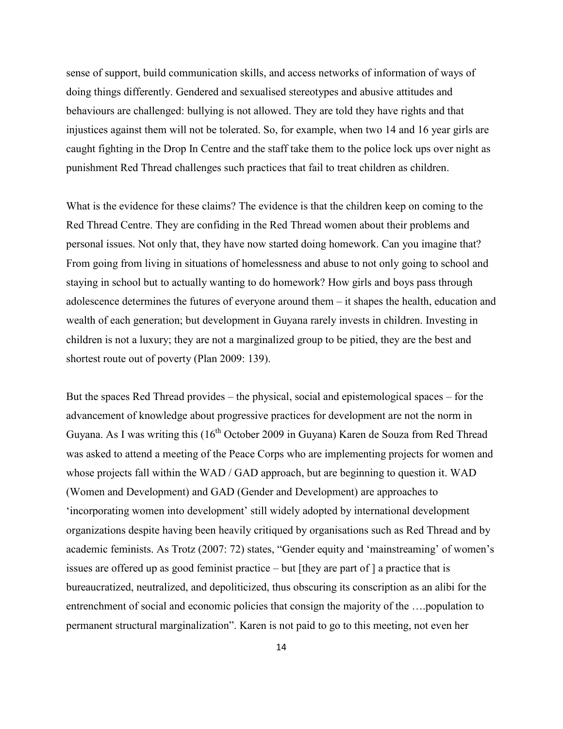sense of support, build communication skills, and access networks of information of ways of doing things differently. Gendered and sexualised stereotypes and abusive attitudes and behaviours are challenged: bullying is not allowed. They are told they have rights and that injustices against them will not be tolerated. So, for example, when two 14 and 16 year girls are caught fighting in the Drop In Centre and the staff take them to the police lock ups over night as punishment Red Thread challenges such practices that fail to treat children as children.

What is the evidence for these claims? The evidence is that the children keep on coming to the Red Thread Centre. They are confiding in the Red Thread women about their problems and personal issues. Not only that, they have now started doing homework. Can you imagine that? From going from living in situations of homelessness and abuse to not only going to school and staying in school but to actually wanting to do homework? How girls and boys pass through adolescence determines the futures of everyone around them – it shapes the health, education and wealth of each generation; but development in Guyana rarely invests in children. Investing in children is not a luxury; they are not a marginalized group to be pitied, they are the best and shortest route out of poverty (Plan 2009: 139).

But the spaces Red Thread provides – the physical, social and epistemological spaces – for the advancement of knowledge about progressive practices for development are not the norm in Guyana. As I was writing this (16th October 2009 in Guyana) Karen de Souza from Red Thread was asked to attend a meeting of the Peace Corps who are implementing projects for women and whose projects fall within the WAD / GAD approach, but are beginning to question it. WAD (Women and Development) and GAD (Gender and Development) are approaches to 'incorporating women into development' still widely adopted by international development organizations despite having been heavily critiqued by organisations such as Red Thread and by academic feminists. As Trotz (2007: 72) states, "Gender equity and 'mainstreaming' of women's issues are offered up as good feminist practice – but [they are part of ] a practice that is bureaucratized, neutralized, and depoliticized, thus obscuring its conscription as an alibi for the entrenchment of social and economic policies that consign the majority of the ….population to permanent structural marginalization". Karen is not paid to go to this meeting, not even her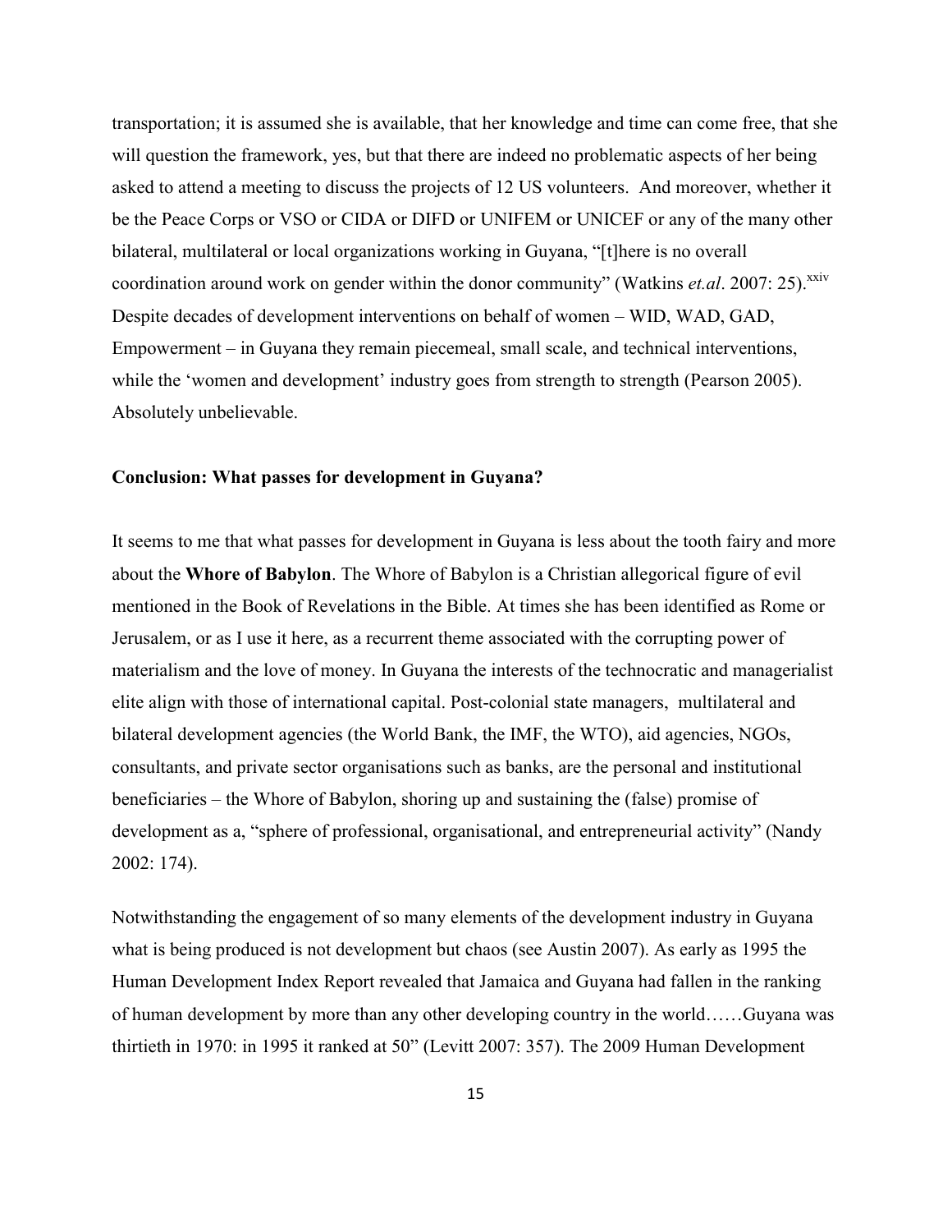transportation; it is assumed she is available, that her knowledge and time can come free, that she will question the framework, yes, but that there are indeed no problematic aspects of her being asked to attend a meeting to discuss the projects of 12 US volunteers. And moreover, whether it be the Peace Corps or VSO or CIDA or DIFD or UNIFEM or UNICEF or any of the many other bilateral, multilateral or local organizations working in Guyana, "[t]here is no overall coordination around work on gender within the donor community" (Watkins *et.al*. 2007: 25).[xxiv] Despite decades of development interventions on behalf of women – WID, WAD, GAD, Empowerment – in Guyana they remain piecemeal, small scale, and technical interventions, while the 'women and development' industry goes from strength to strength (Pearson 2005). Absolutely unbelievable.

## Conclusion: What passes for development in Guyana?

It seems to me that what passes for development in Guyana is less about the tooth fairy and more about the **Whore of Babylon**. The Whore of Babylon is a Christian allegorical figure of evil mentioned in the Book of Revelations in the Bible. At times she has been identified as Rome or Jerusalem, or as I use it here, as a recurrent theme associated with the corrupting power of materialism and the love of money. In Guyana the interests of the technocratic and managerialist elite align with those of international capital. Post-colonial state managers, multilateral and bilateral development agencies (the World Bank, the IMF, the WTO), aid agencies, NGOs, consultants, and private sector organisations such as banks, are the personal and institutional beneficiaries – the Whore of Babylon, shoring up and sustaining the (false) promise of development as a, "sphere of professional, organisational, and entrepreneurial activity" (Nandy 2002: 174).

Notwithstanding the engagement of so many elements of the development industry in Guyana what is being produced is not development but chaos (see Austin 2007). As early as 1995 the Human Development Index Report revealed that Jamaica and Guyana had fallen in the ranking of human development by more than any other developing country in the world……Guyana was thirtieth in 1970: in 1995 it ranked at 50" (Levitt 2007: 357). The 2009 Human Development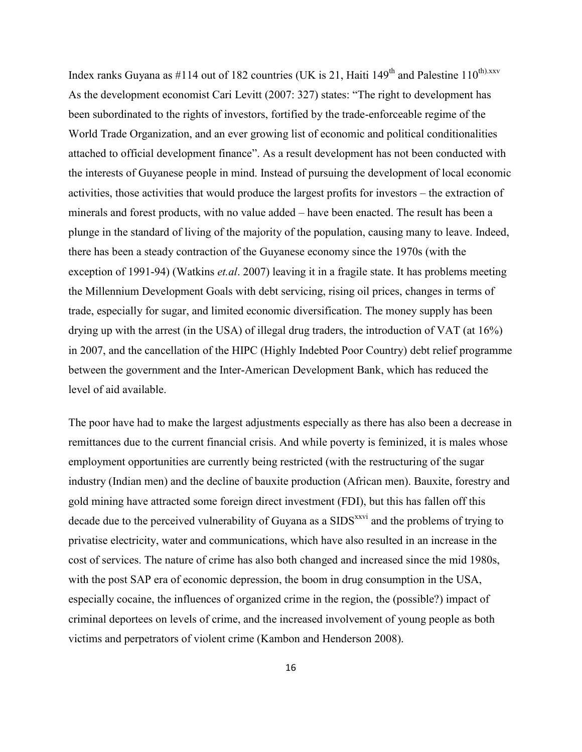Index ranks Guyana as #114 out of 182 countries (UK is 21, Haiti 149th and Palestine 110th).[xxv] As the development economist Cari Levitt (2007: 327) states: "The right to development has been subordinated to the rights of investors, fortified by the trade-enforceable regime of the World Trade Organization, and an ever growing list of economic and political conditionalities attached to official development finance". As a result development has not been conducted with the interests of Guyanese people in mind. Instead of pursuing the development of local economic activities, those activities that would produce the largest profits for investors – the extraction of minerals and forest products, with no value added – have been enacted. The result has been a plunge in the standard of living of the majority of the population, causing many to leave. Indeed, there has been a steady contraction of the Guyanese economy since the 1970s (with the exception of 1991-94) (Watkins *et.al*. 2007) leaving it in a fragile state. It has problems meeting the Millennium Development Goals with debt servicing, rising oil prices, changes in terms of trade, especially for sugar, and limited economic diversification. The money supply has been drying up with the arrest (in the USA) of illegal drug traders, the introduction of VAT (at 16%) in 2007, and the cancellation of the HIPC (Highly Indebted Poor Country) debt relief programme between the government and the Inter-American Development Bank, which has reduced the level of aid available.

The poor have had to make the largest adjustments especially as there has also been a decrease in remittances due to the current financial crisis. And while poverty is feminized, it is males whose employment opportunities are currently being restricted (with the restructuring of the sugar industry (Indian men) and the decline of bauxite production (African men). Bauxite, forestry and gold mining have attracted some foreign direct investment (FDI), but this has fallen off this decade due to the perceived vulnerability of Guyana as a SIDS[xxvi] and the problems of trying to privatise electricity, water and communications, which have also resulted in an increase in the cost of services. The nature of crime has also both changed and increased since the mid 1980s, with the post SAP era of economic depression, the boom in drug consumption in the USA, especially cocaine, the influences of organized crime in the region, the (possible?) impact of criminal deportees on levels of crime, and the increased involvement of young people as both victims and perpetrators of violent crime (Kambon and Henderson 2008).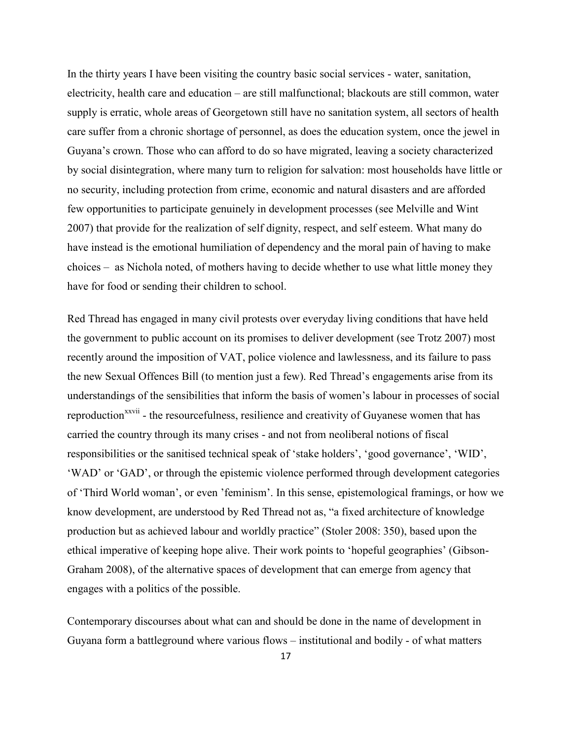In the thirty years I have been visiting the country basic social services - water, sanitation, electricity, health care and education – are still malfunctional; blackouts are still common, water supply is erratic, whole areas of Georgetown still have no sanitation system, all sectors of health care suffer from a chronic shortage of personnel, as does the education system, once the jewel in Guyana's crown. Those who can afford to do so have migrated, leaving a society characterized by social disintegration, where many turn to religion for salvation: most households have little or no security, including protection from crime, economic and natural disasters and are afforded few opportunities to participate genuinely in development processes (see Melville and Wint 2007) that provide for the realization of self dignity, respect, and self esteem. What many do have instead is the emotional humiliation of dependency and the moral pain of having to make choices – as Nichola noted, of mothers having to decide whether to use what little money they have for food or sending their children to school.

Red Thread has engaged in many civil protests over everyday living conditions that have held the government to public account on its promises to deliver development (see Trotz 2007) most recently around the imposition of VAT, police violence and lawlessness, and its failure to pass the new Sexual Offences Bill (to mention just a few). Red Thread's engagements arise from its understandings of the sensibilities that inform the basis of women's labour in processes of social reproduction[xxvii] - the resourcefulness, resilience and creativity of Guyanese women that has carried the country through its many crises - and not from neoliberal notions of fiscal responsibilities or the sanitised technical speak of 'stake holders', 'good governance', 'WID', 'WAD' or 'GAD', or through the epistemic violence performed through development categories of 'Third World woman', or even 'feminism'. In this sense, epistemological framings, or how we know development, are understood by Red Thread not as, "a fixed architecture of knowledge production but as achieved labour and worldly practice" (Stoler 2008: 350), based upon the ethical imperative of keeping hope alive. Their work points to 'hopeful geographies' (Gibson-Graham 2008), of the alternative spaces of development that can emerge from agency that engages with a politics of the possible.

Contemporary discourses about what can and should be done in the name of development in Guyana form a battleground where various flows – institutional and bodily - of what matters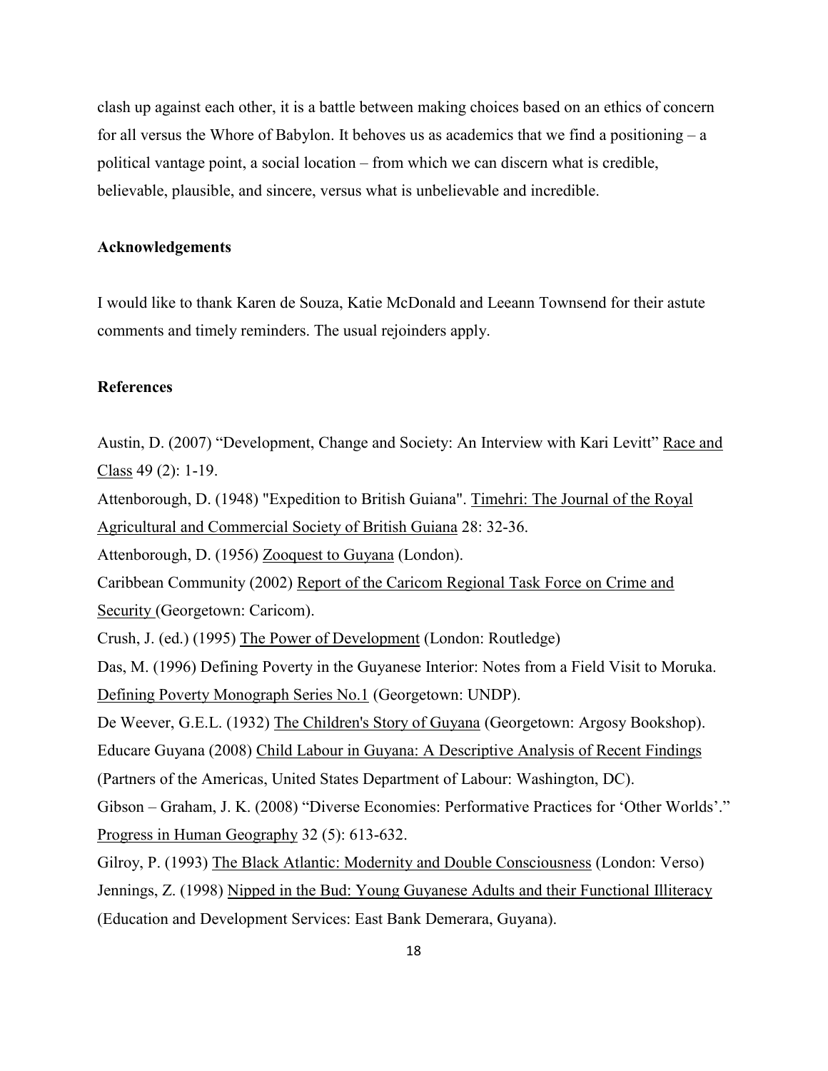clash up against each other, it is a battle between making choices based on an ethics of concern for all versus the Whore of Babylon. It behoves us as academics that we find a positioning – a political vantage point, a social location – from which we can discern what is credible, believable, plausible, and sincere, versus what is unbelievable and incredible.

**Acknowledgements**

I would like to thank Karen de Souza, Katie McDonald and Leeann Townsend for their astute comments and timely reminders. The usual rejoinders apply.

**References**

Austin, D. (2007) "Development, Change and Society: An Interview with Kari Levitt" Race and Class 49 (2): 1-19.

Attenborough, D. (1948) "Expedition to British Guiana". Timehri: The Journal of the Royal Agricultural and Commercial Society of British Guiana 28: 32-36.

Attenborough, D. (1956) Zooquest to Guyana (London).

Caribbean Community (2002) Report of the Caricom Regional Task Force on Crime and Security (Georgetown: Caricom).

Crush, J. (ed.) (1995) The Power of Development (London: Routledge)

Das, M. (1996) Defining Poverty in the Guyanese Interior: Notes from a Field Visit to Moruka. Defining Poverty Monograph Series No.1 (Georgetown: UNDP).

De Weever, G.E.L. (1932) The Children's Story of Guyana (Georgetown: Argosy Bookshop).

Educare Guyana (2008) Child Labour in Guyana: A Descriptive Analysis of Recent Findings (Partners of the Americas, United States Department of Labour: Washington, DC).

Gibson – Graham, J. K. (2008) "Diverse Economies: Performative Practices for 'Other Worlds'." Progress in Human Geography 32 (5): 613-632.

Gilroy, P. (1993) The Black Atlantic: Modernity and Double Consciousness (London: Verso)

Jennings, Z. (1998) Nipped in the Bud: Young Guyanese Adults and their Functional Illiteracy (Education and Development Services: East Bank Demerara, Guyana).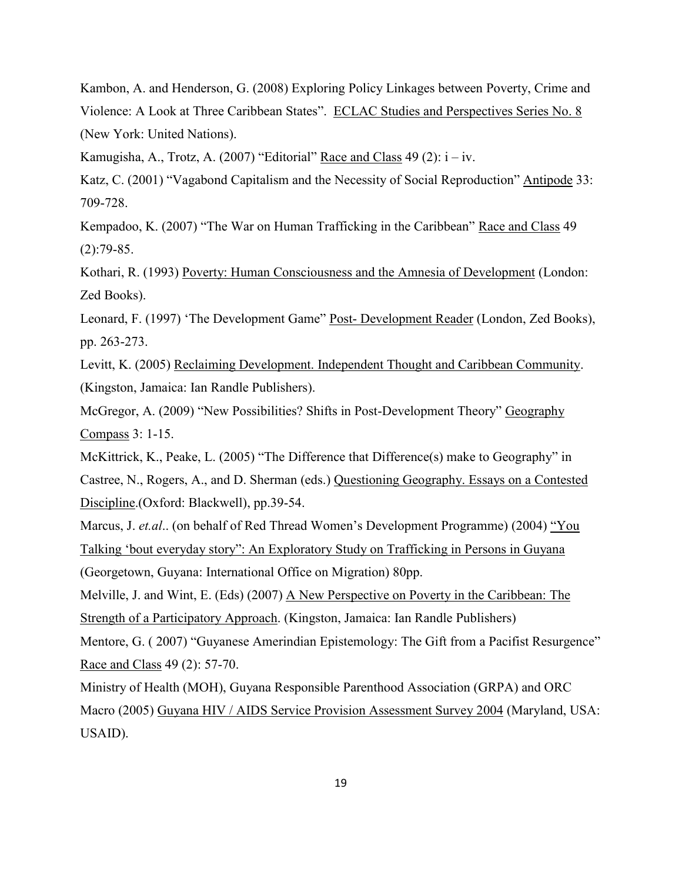Kambon, A. and Henderson, G. (2008) Exploring Policy Linkages between Poverty, Crime and Violence: A Look at Three Caribbean States". ECLAC Studies and Perspectives Series No. 8 (New York: United Nations).

Kamugisha, A., Trotz, A. (2007) "Editorial" Race and Class 49 (2): i – iv.

Katz, C. (2001) "Vagabond Capitalism and the Necessity of Social Reproduction" Antipode 33: 709-728.

Kempadoo, K. (2007) "The War on Human Trafficking in the Caribbean" Race and Class 49 (2):79-85.

Kothari, R. (1993) Poverty: Human Consciousness and the Amnesia of Development (London: Zed Books).

Leonard, F. (1997) 'The Development Game" Post- Development Reader (London, Zed Books), pp. 263-273.

Levitt, K. (2005) Reclaiming Development. Independent Thought and Caribbean Community. (Kingston, Jamaica: Ian Randle Publishers).

McGregor, A. (2009) "New Possibilities? Shifts in Post-Development Theory" Geography Compass 3: 1-15.

McKittrick, K., Peake, L. (2005) "The Difference that Difference(s) make to Geography" in Castree, N., Rogers, A., and D. Sherman (eds.) Questioning Geography. Essays on a Contested Discipline.(Oxford: Blackwell), pp.39-54.

Marcus, J. *et.al*.. (on behalf of Red Thread Women's Development Programme) (2004) "You Talking 'bout everyday story": An Exploratory Study on Trafficking in Persons in Guyana (Georgetown, Guyana: International Office on Migration) 80pp.

Melville, J. and Wint, E. (Eds) (2007) A New Perspective on Poverty in the Caribbean: The Strength of a Participatory Approach. (Kingston, Jamaica: Ian Randle Publishers)

Mentore, G. ( 2007) "Guyanese Amerindian Epistemology: The Gift from a Pacifist Resurgence" Race and Class 49 (2): 57-70.

Ministry of Health (MOH), Guyana Responsible Parenthood Association (GRPA) and ORC Macro (2005) Guyana HIV / AIDS Service Provision Assessment Survey 2004 (Maryland, USA: USAID).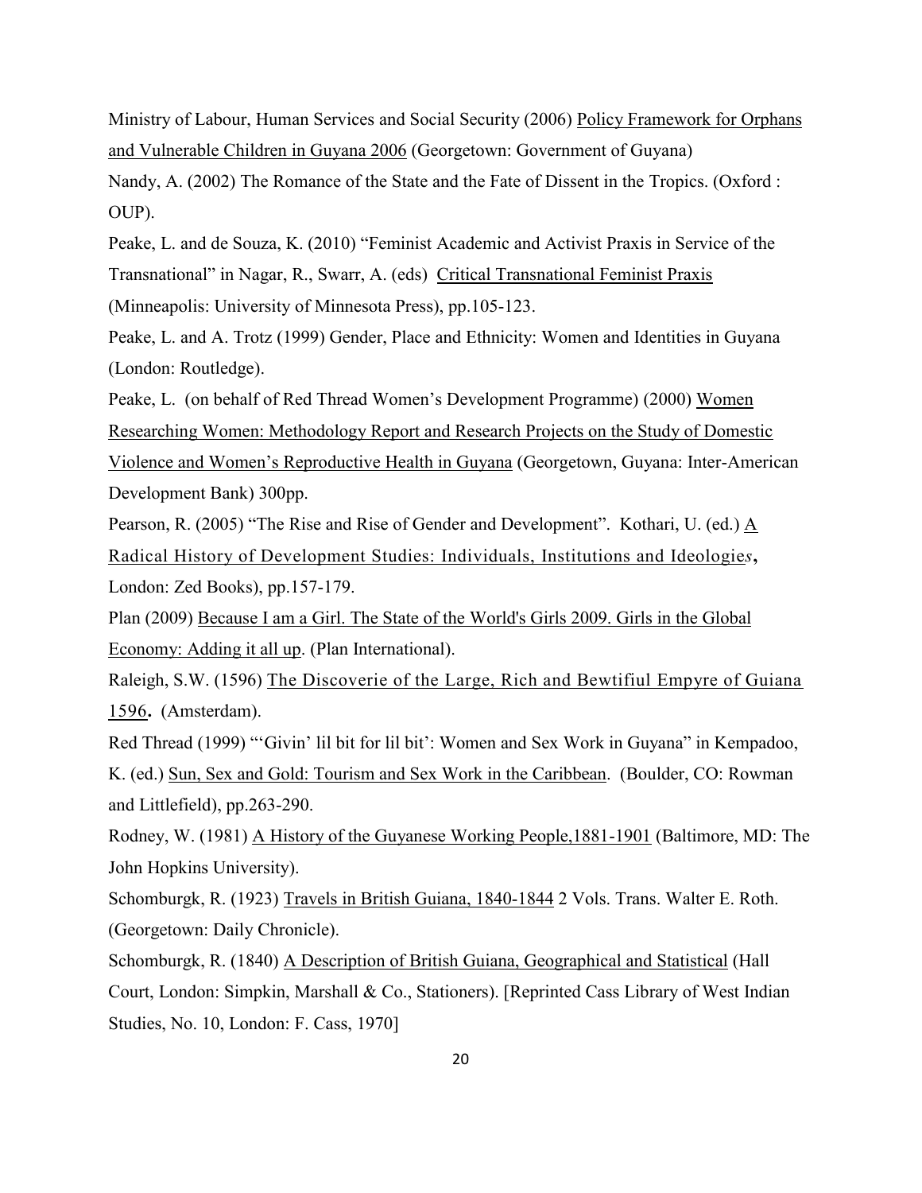Ministry of Labour, Human Services and Social Security (2006) Policy Framework for Orphans and Vulnerable Children in Guyana 2006 (Georgetown: Government of Guyana)

Nandy, A. (2002) The Romance of the State and the Fate of Dissent in the Tropics. (Oxford : OUP).

Peake, L. and de Souza, K. (2010) "Feminist Academic and Activist Praxis in Service of the Transnational" in Nagar, R., Swarr, A. (eds) Critical Transnational Feminist Praxis (Minneapolis: University of Minnesota Press), pp.105-123.

Peake, L. and A. Trotz (1999) Gender, Place and Ethnicity: Women and Identities in Guyana (London: Routledge).

Peake, L. (on behalf of Red Thread Women's Development Programme) (2000) Women Researching Women: Methodology Report and Research Projects on the Study of Domestic Violence and Women's Reproductive Health in Guyana (Georgetown, Guyana: Inter-American Development Bank) 300pp.

Pearson, R. (2005) "The Rise and Rise of Gender and Development". Kothari, U. (ed.) A Radical History of Development Studies: Individuals, Institutions and Ideologies, London: Zed Books), pp.157-179.

Plan (2009) Because I am a Girl. The State of the World's Girls 2009. Girls in the Global Economy: Adding it all up. (Plan International).

Raleigh, S.W. (1596) The Discoverie of the Large, Rich and Bewtifiul Empyre of Guiana 1596. (Amsterdam).

Red Thread (1999) "'Givin' lil bit for lil bit': Women and Sex Work in Guyana" in Kempadoo, K. (ed.) Sun, Sex and Gold: Tourism and Sex Work in the Caribbean. (Boulder, CO: Rowman and Littlefield), pp.263-290.

Rodney, W. (1981) A History of the Guyanese Working People,1881-1901 (Baltimore, MD: The John Hopkins University).

Schomburgk, R. (1923) Travels in British Guiana, 1840-1844 2 Vols. Trans. Walter E. Roth. (Georgetown: Daily Chronicle).

Schomburgk, R. (1840) A Description of British Guiana, Geographical and Statistical (Hall Court, London: Simpkin, Marshall & Co., Stationers). [Reprinted Cass Library of West Indian Studies, No. 10, London: F. Cass, 1970]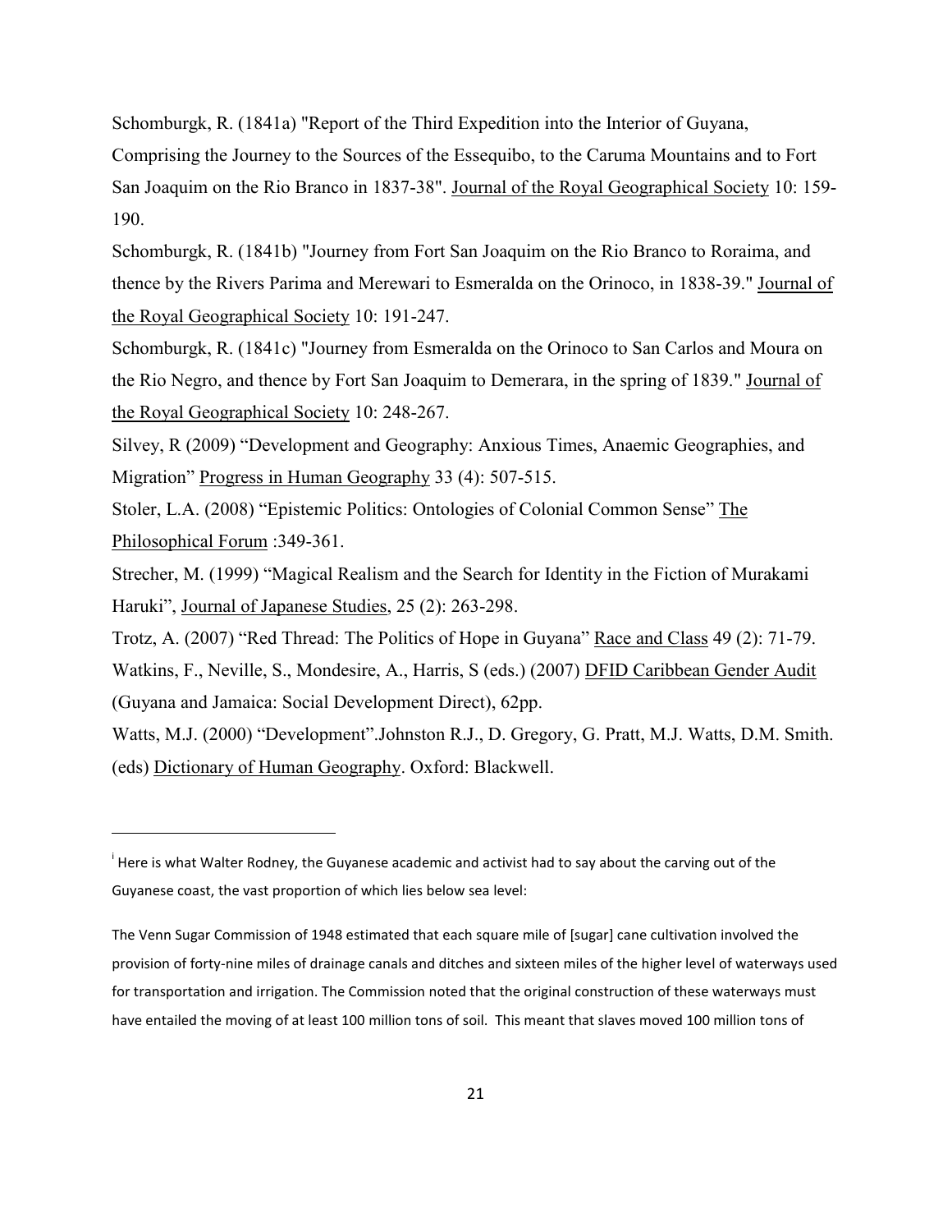Schomburgk, R. (1841a) "Report of the Third Expedition into the Interior of Guyana, Comprising the Journey to the Sources of the Essequibo, to the Caruma Mountains and to Fort San Joaquim on the Rio Branco in 1837-38". Journal of the Royal Geographical Society 10: 159-190.

Schomburgk, R. (1841b) "Journey from Fort San Joaquim on the Rio Branco to Roraima, and thence by the Rivers Parima and Merewari to Esmeralda on the Orinoco, in 1838-39." Journal of the Royal Geographical Society 10: 191-247.

Schomburgk, R. (1841c) "Journey from Esmeralda on the Orinoco to San Carlos and Moura on the Rio Negro, and thence by Fort San Joaquim to Demerara, in the spring of 1839." Journal of the Royal Geographical Society 10: 248-267.

Silvey, R (2009) "Development and Geography: Anxious Times, Anaemic Geographies, and Migration" Progress in Human Geography 33 (4): 507-515.

Stoler, L.A. (2008) "Epistemic Politics: Ontologies of Colonial Common Sense" The Philosophical Forum :349-361.

Strecher, M. (1999) "Magical Realism and the Search for Identity in the Fiction of Murakami Haruki", Journal of Japanese Studies, 25 (2): 263-298.

Trotz, A. (2007) "Red Thread: The Politics of Hope in Guyana" Race and Class 49 (2): 71-79.

Watkins, F., Neville, S., Mondesire, A., Harris, S (eds.) (2007) DFID Caribbean Gender Audit (Guyana and Jamaica: Social Development Direct), 62pp.

Watts, M.J. (2000) "Development".Johnston R.J., D. Gregory, G. Pratt, M.J. Watts, D.M. Smith. (eds) Dictionary of Human Geography. Oxford: Blackwell.

---

[i] Here is what Walter Rodney, the Guyanese academic and activist had to say about the carving out of the Guyanese coast, the vast proportion of which lies below sea level:

The Venn Sugar Commission of 1948 estimated that each square mile of [sugar] cane cultivation involved the provision of forty-nine miles of drainage canals and ditches and sixteen miles of the higher level of waterways used for transportation and irrigation. The Commission noted that the original construction of these waterways must have entailed the moving of at least 100 million tons of soil. This meant that slaves moved 100 million tons of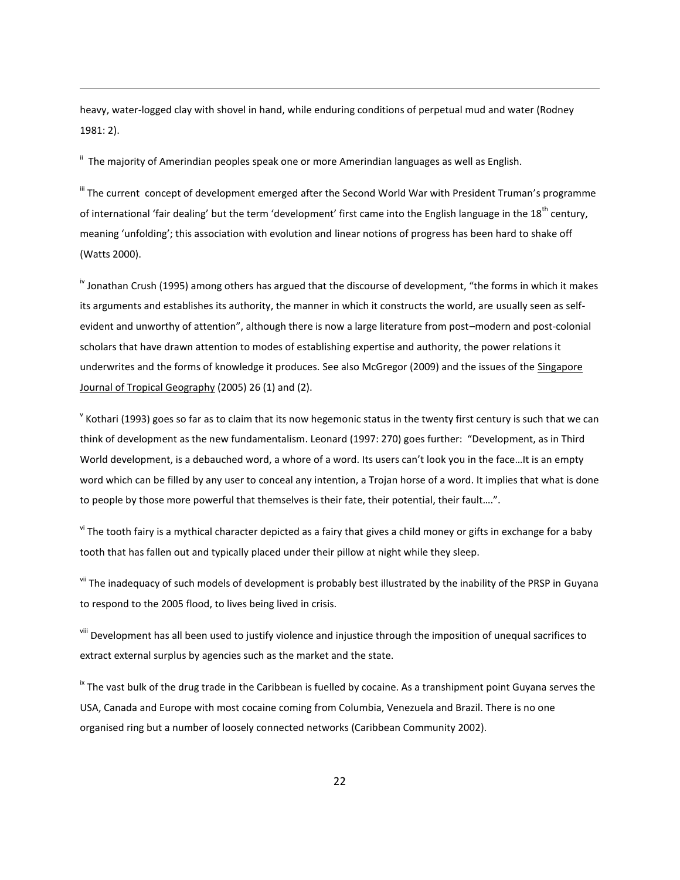heavy, water-logged clay with shovel in hand, while enduring conditions of perpetual mud and water (Rodney 1981: 2).

[ii] The majority of Amerindian peoples speak one or more Amerindian languages as well as English.

[iii] The current concept of development emerged after the Second World War with President Truman's programme of international 'fair dealing' but the term 'development' first came into the English language in the 18th century, meaning 'unfolding'; this association with evolution and linear notions of progress has been hard to shake off (Watts 2000).

[iv] Jonathan Crush (1995) among others has argued that the discourse of development, "the forms in which it makes its arguments and establishes its authority, the manner in which it constructs the world, are usually seen as self-evident and unworthy of attention", although there is now a large literature from post–modern and post-colonial scholars that have drawn attention to modes of establishing expertise and authority, the power relations it underwrites and the forms of knowledge it produces. See also McGregor (2009) and the issues of the Singapore Journal of Tropical Geography (2005) 26 (1) and (2).

[v] Kothari (1993) goes so far as to claim that its now hegemonic status in the twenty first century is such that we can think of development as the new fundamentalism. Leonard (1997: 270) goes further: "Development, as in Third World development, is a debauched word, a whore of a word. Its users can't look you in the face…It is an empty word which can be filled by any user to conceal any intention, a Trojan horse of a word. It implies that what is done to people by those more powerful that themselves is their fate, their potential, their fault….".

[vi] The tooth fairy is a mythical character depicted as a fairy that gives a child money or gifts in exchange for a baby tooth that has fallen out and typically placed under their pillow at night while they sleep.

[vii] The inadequacy of such models of development is probably best illustrated by the inability of the PRSP in Guyana to respond to the 2005 flood, to lives being lived in crisis.

[viii] Development has all been used to justify violence and injustice through the imposition of unequal sacrifices to extract external surplus by agencies such as the market and the state.

[ix] The vast bulk of the drug trade in the Caribbean is fuelled by cocaine. As a transhipment point Guyana serves the USA, Canada and Europe with most cocaine coming from Columbia, Venezuela and Brazil. There is no one organised ring but a number of loosely connected networks (Caribbean Community 2002).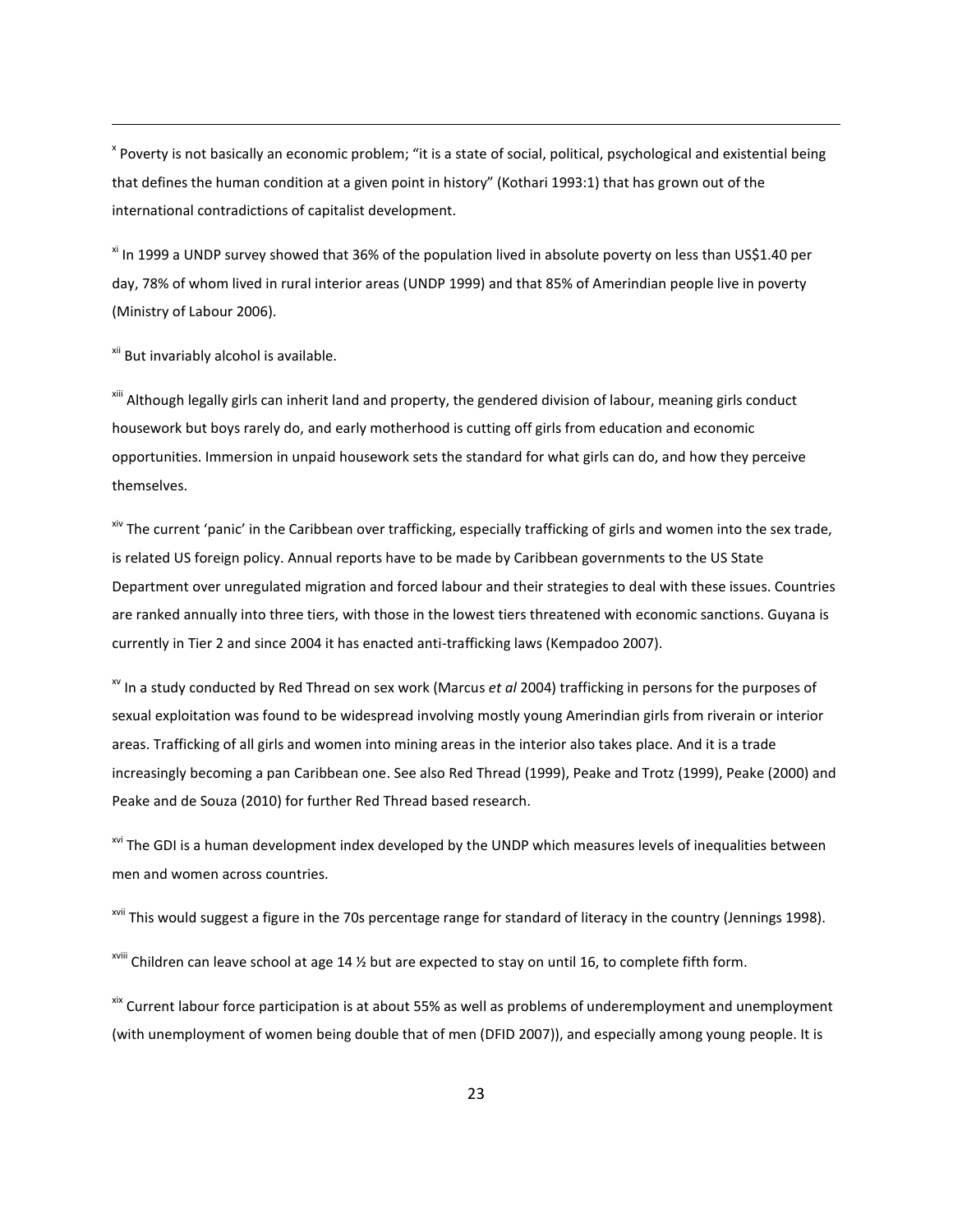[x] Poverty is not basically an economic problem; "it is a state of social, political, psychological and existential being that defines the human condition at a given point in history" (Kothari 1993:1) that has grown out of the international contradictions of capitalist development.

[xi] In 1999 a UNDP survey showed that 36% of the population lived in absolute poverty on less than US$1.40 per day, 78% of whom lived in rural interior areas (UNDP 1999) and that 85% of Amerindian people live in poverty (Ministry of Labour 2006).

[xii] But invariably alcohol is available.

[xiii] Although legally girls can inherit land and property, the gendered division of labour, meaning girls conduct housework but boys rarely do, and early motherhood is cutting off girls from education and economic opportunities. Immersion in unpaid housework sets the standard for what girls can do, and how they perceive themselves.

[xiv] The current 'panic' in the Caribbean over trafficking, especially trafficking of girls and women into the sex trade, is related US foreign policy. Annual reports have to be made by Caribbean governments to the US State Department over unregulated migration and forced labour and their strategies to deal with these issues. Countries are ranked annually into three tiers, with those in the lowest tiers threatened with economic sanctions. Guyana is currently in Tier 2 and since 2004 it has enacted anti-trafficking laws (Kempadoo 2007).

[xv] In a study conducted by Red Thread on sex work (Marcus *et al* 2004) trafficking in persons for the purposes of sexual exploitation was found to be widespread involving mostly young Amerindian girls from riverain or interior areas. Trafficking of all girls and women into mining areas in the interior also takes place. And it is a trade increasingly becoming a pan Caribbean one. See also Red Thread (1999), Peake and Trotz (1999), Peake (2000) and Peake and de Souza (2010) for further Red Thread based research.

[xvi] The GDI is a human development index developed by the UNDP which measures levels of inequalities between men and women across countries.

[xvii] This would suggest a figure in the 70s percentage range for standard of literacy in the country (Jennings 1998).

[xviii] Children can leave school at age 14 ½ but are expected to stay on until 16, to complete fifth form.

[xix] Current labour force participation is at about 55% as well as problems of underemployment and unemployment (with unemployment of women being double that of men (DFID 2007)), and especially among young people. It is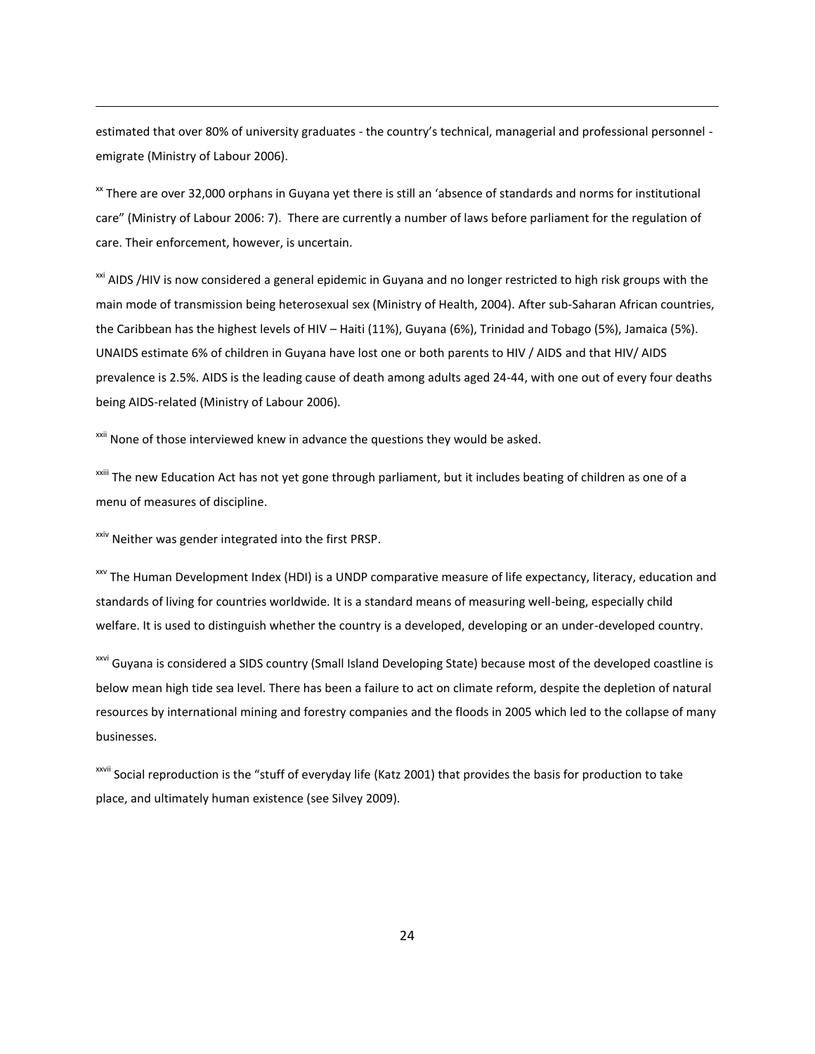estimated that over 80% of university graduates - the country's technical, managerial and professional personnel - emigrate (Ministry of Labour 2006).

[xx] There are over 32,000 orphans in Guyana yet there is still an 'absence of standards and norms for institutional care" (Ministry of Labour 2006: 7). There are currently a number of laws before parliament for the regulation of care. Their enforcement, however, is uncertain.

[xxi] AIDS /HIV is now considered a general epidemic in Guyana and no longer restricted to high risk groups with the main mode of transmission being heterosexual sex (Ministry of Health, 2004). After sub-Saharan African countries, the Caribbean has the highest levels of HIV – Haiti (11%), Guyana (6%), Trinidad and Tobago (5%), Jamaica (5%). UNAIDS estimate 6% of children in Guyana have lost one or both parents to HIV / AIDS and that HIV/ AIDS prevalence is 2.5%. AIDS is the leading cause of death among adults aged 24-44, with one out of every four deaths being AIDS-related (Ministry of Labour 2006).

[xxii] None of those interviewed knew in advance the questions they would be asked.

[xxiii] The new Education Act has not yet gone through parliament, but it includes beating of children as one of a menu of measures of discipline.

[xxiv] Neither was gender integrated into the first PRSP.

[xxv] The Human Development Index (HDI) is a UNDP comparative measure of life expectancy, literacy, education and standards of living for countries worldwide. It is a standard means of measuring well-being, especially child welfare. It is used to distinguish whether the country is a developed, developing or an under-developed country.

[xxvi] Guyana is considered a SIDS country (Small Island Developing State) because most of the developed coastline is below mean high tide sea level. There has been a failure to act on climate reform, despite the depletion of natural resources by international mining and forestry companies and the floods in 2005 which led to the collapse of many businesses.

[xxvii] Social reproduction is the "stuff of everyday life (Katz 2001) that provides the basis for production to take place, and ultimately human existence (see Silvey 2009).